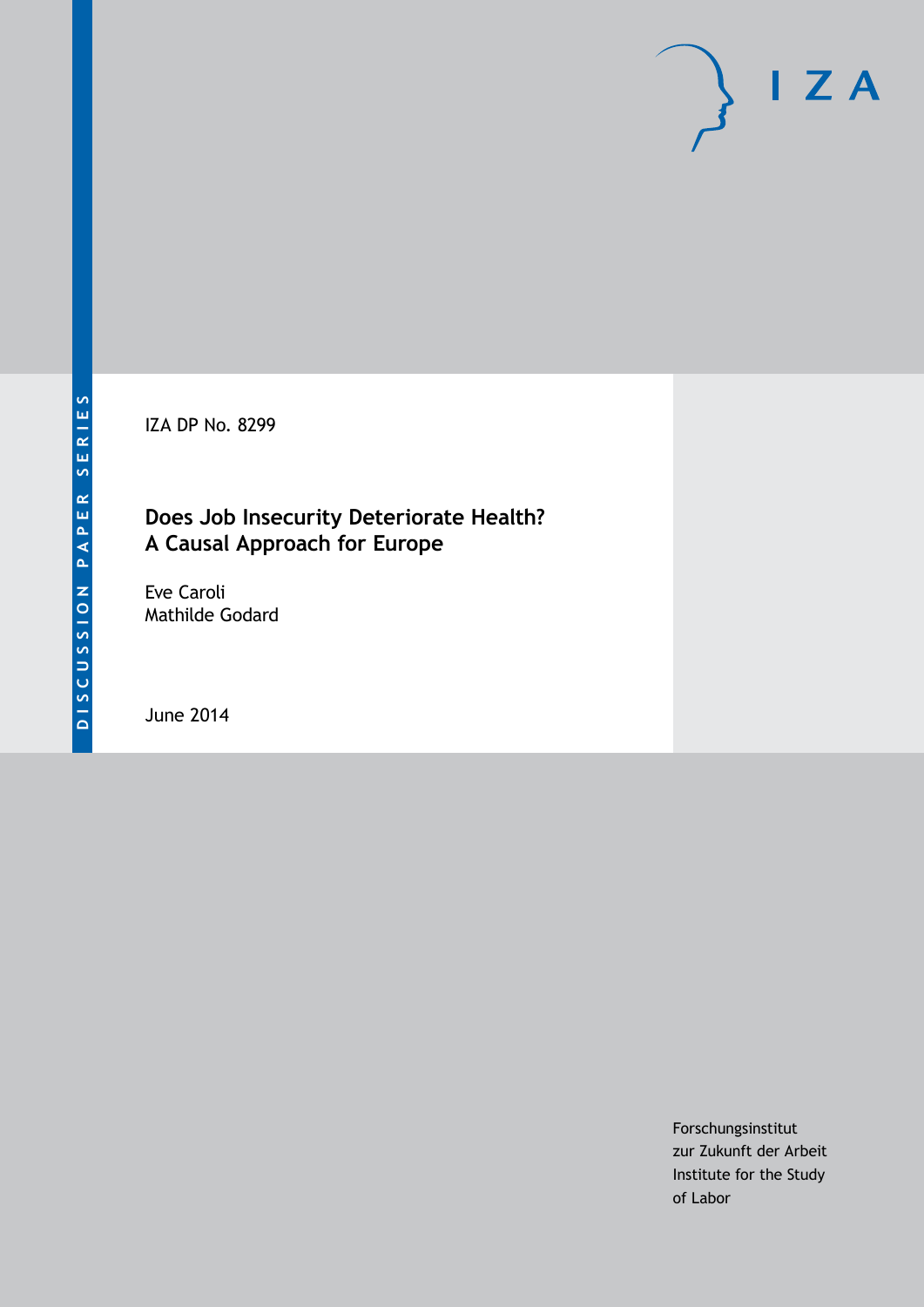DISCUSSION PAPER SERIES

IZA DP No. 8299

# Does Job Insecurity Deteriorate Health? A Causal Approach for Europe

Eve Caroli
Mathilde Godard

June 2014

Forschungsinstitut
zur Zukunft der Arbeit
Institute for the Study
of Labor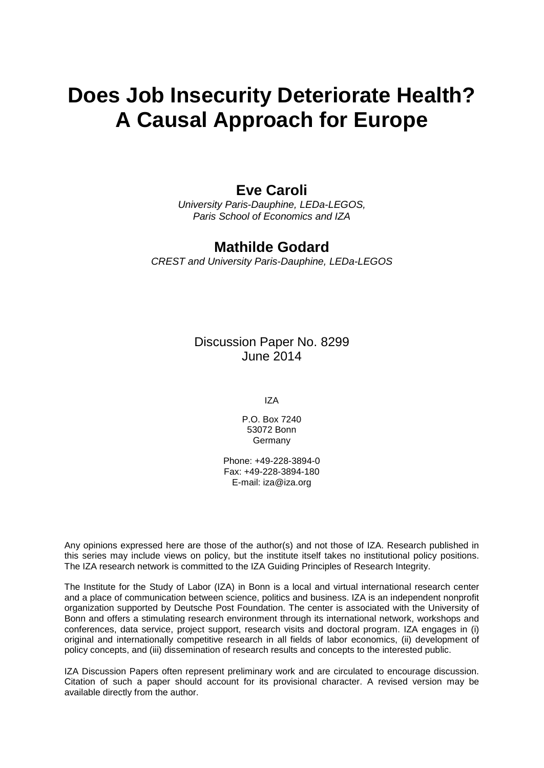# Does Job Insecurity Deteriorate Health? A Causal Approach for Europe

## Eve Caroli

*University Paris-Dauphine, LEDa-LEGOS, Paris School of Economics and IZA*

## Mathilde Godard

*CREST and University Paris-Dauphine, LEDa-LEGOS*

Discussion Paper No. 8299
June 2014

IZA

P.O. Box 7240
53072 Bonn
Germany

Phone: +49-228-3894-0
Fax: +49-228-3894-180
E-mail: iza@iza.org

Any opinions expressed here are those of the author(s) and not those of IZA. Research published in this series may include views on policy, but the institute itself takes no institutional policy positions. The IZA research network is committed to the IZA Guiding Principles of Research Integrity.

The Institute for the Study of Labor (IZA) in Bonn is a local and virtual international research center and a place of communication between science, politics and business. IZA is an independent nonprofit organization supported by Deutsche Post Foundation. The center is associated with the University of Bonn and offers a stimulating research environment through its international network, workshops and conferences, data service, project support, research visits and doctoral program. IZA engages in (i) original and internationally competitive research in all fields of labor economics, (ii) development of policy concepts, and (iii) dissemination of research results and concepts to the interested public.

IZA Discussion Papers often represent preliminary work and are circulated to encourage discussion. Citation of such a paper should account for its provisional character. A revised version may be available directly from the author.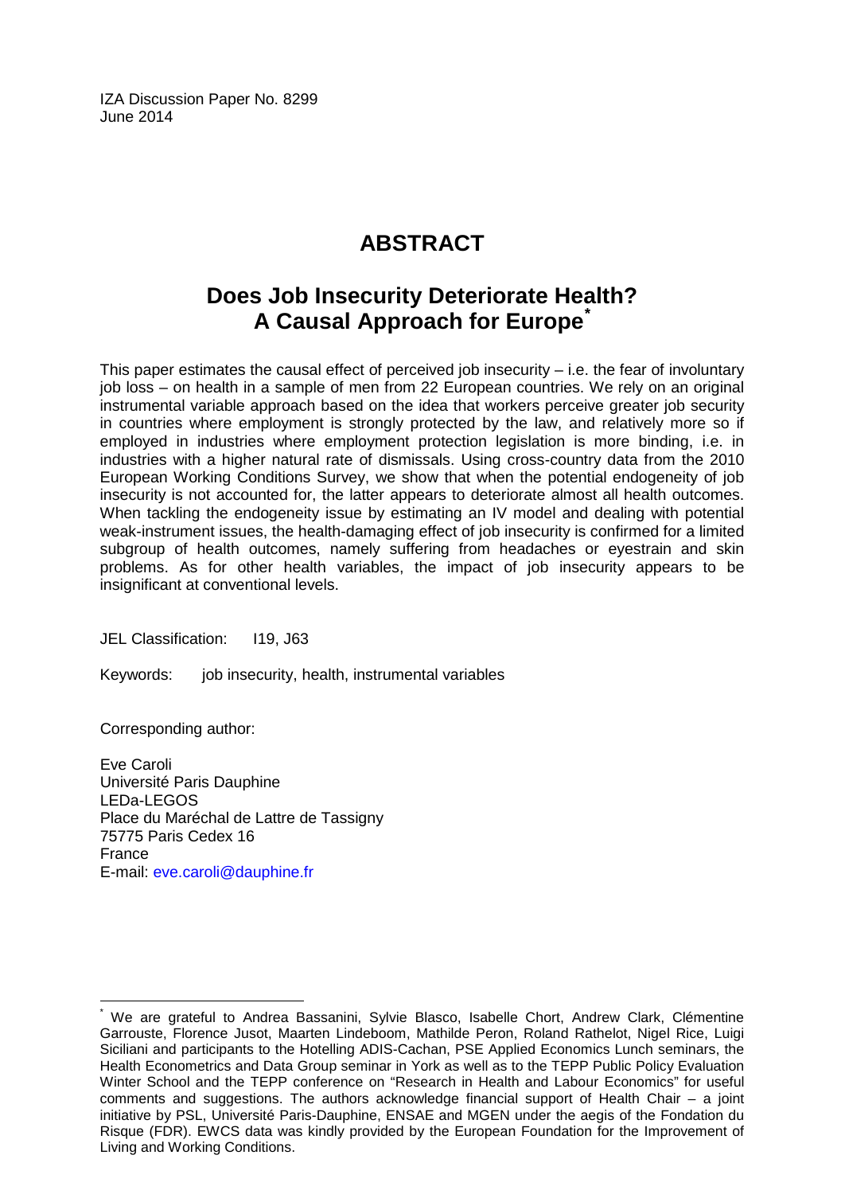IZA Discussion Paper No. 8299
June 2014

# ABSTRACT

## Does Job Insecurity Deteriorate Health? A Causal Approach for Europe[*]

This paper estimates the causal effect of perceived job insecurity – i.e. the fear of involuntary job loss – on health in a sample of men from 22 European countries. We rely on an original instrumental variable approach based on the idea that workers perceive greater job security in countries where employment is strongly protected by the law, and relatively more so if employed in industries where employment protection legislation is more binding, i.e. in industries with a higher natural rate of dismissals. Using cross-country data from the 2010 European Working Conditions Survey, we show that when the potential endogeneity of job insecurity is not accounted for, the latter appears to deteriorate almost all health outcomes. When tackling the endogeneity issue by estimating an IV model and dealing with potential weak-instrument issues, the health-damaging effect of job insecurity is confirmed for a limited subgroup of health outcomes, namely suffering from headaches or eyestrain and skin problems. As for other health variables, the impact of job insecurity appears to be insignificant at conventional levels.

JEL Classification: I19, J63

Keywords: job insecurity, health, instrumental variables

Corresponding author:

Eve Caroli
Université Paris Dauphine
LEDa-LEGOS
Place du Maréchal de Lattre de Tassigny
75775 Paris Cedex 16
France
E-mail: eve.caroli@dauphine.fr

---

[*] We are grateful to Andrea Bassanini, Sylvie Blasco, Isabelle Chort, Andrew Clark, Clémentine Garrouste, Florence Jusot, Maarten Lindeboom, Mathilde Peron, Roland Rathelot, Nigel Rice, Luigi Siciliani and participants to the Hotelling ADIS-Cachan, PSE Applied Economics Lunch seminars, the Health Econometrics and Data Group seminar in York as well as to the TEPP Public Policy Evaluation Winter School and the TEPP conference on "Research in Health and Labour Economics" for useful comments and suggestions. The authors acknowledge financial support of Health Chair – a joint initiative by PSL, Université Paris-Dauphine, ENSAE and MGEN under the aegis of the Fondation du Risque (FDR). EWCS data was kindly provided by the European Foundation for the Improvement of Living and Working Conditions.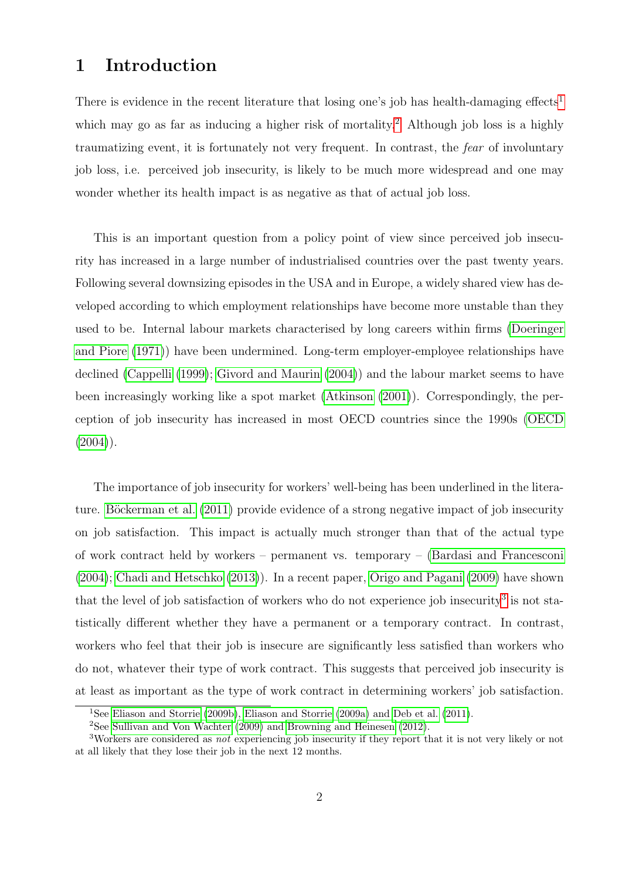# 1 Introduction

There is evidence in the recent literature that losing one's job has health-damaging effects[1] which may go as far as inducing a higher risk of mortality.[2] Although job loss is a highly traumatizing event, it is fortunately not very frequent. In contrast, the *fear* of involuntary job loss, i.e. perceived job insecurity, is likely to be much more widespread and one may wonder whether its health impact is as negative as that of actual job loss.

This is an important question from a policy point of view since perceived job insecurity has increased in a large number of industrialised countries over the past twenty years. Following several downsizing episodes in the USA and in Europe, a widely shared view has developed according to which employment relationships have become more unstable than they used to be. Internal labour markets characterised by long careers within firms (Doeringer and Piore (1971)) have been undermined. Long-term employer-employee relationships have declined (Cappelli (1999); Givord and Maurin (2004)) and the labour market seems to have been increasingly working like a spot market (Atkinson (2001)). Correspondingly, the perception of job insecurity has increased in most OECD countries since the 1990s (OECD (2004)).

The importance of job insecurity for workers' well-being has been underlined in the literature. Böckerman et al. (2011) provide evidence of a strong negative impact of job insecurity on job satisfaction. This impact is actually much stronger than that of the actual type of work contract held by workers – permanent vs. temporary – (Bardasi and Francesconi (2004); Chadi and Hetschko (2013)). In a recent paper, Origo and Pagani (2009) have shown that the level of job satisfaction of workers who do not experience job insecurity[3] is not statistically different whether they have a permanent or a temporary contract. In contrast, workers who feel that their job is insecure are significantly less satisfied than workers who do not, whatever their type of work contract. This suggests that perceived job insecurity is at least as important as the type of work contract in determining workers' job satisfaction.

[1] See Eliason and Storrie (2009b), Eliason and Storrie (2009a) and Deb et al. (2011).

[2] See Sullivan and Von Wachter (2009) and Browning and Heinesen (2012).

[3] Workers are considered as *not* experiencing job insecurity if they report that it is not very likely or not at all likely that they lose their job in the next 12 months.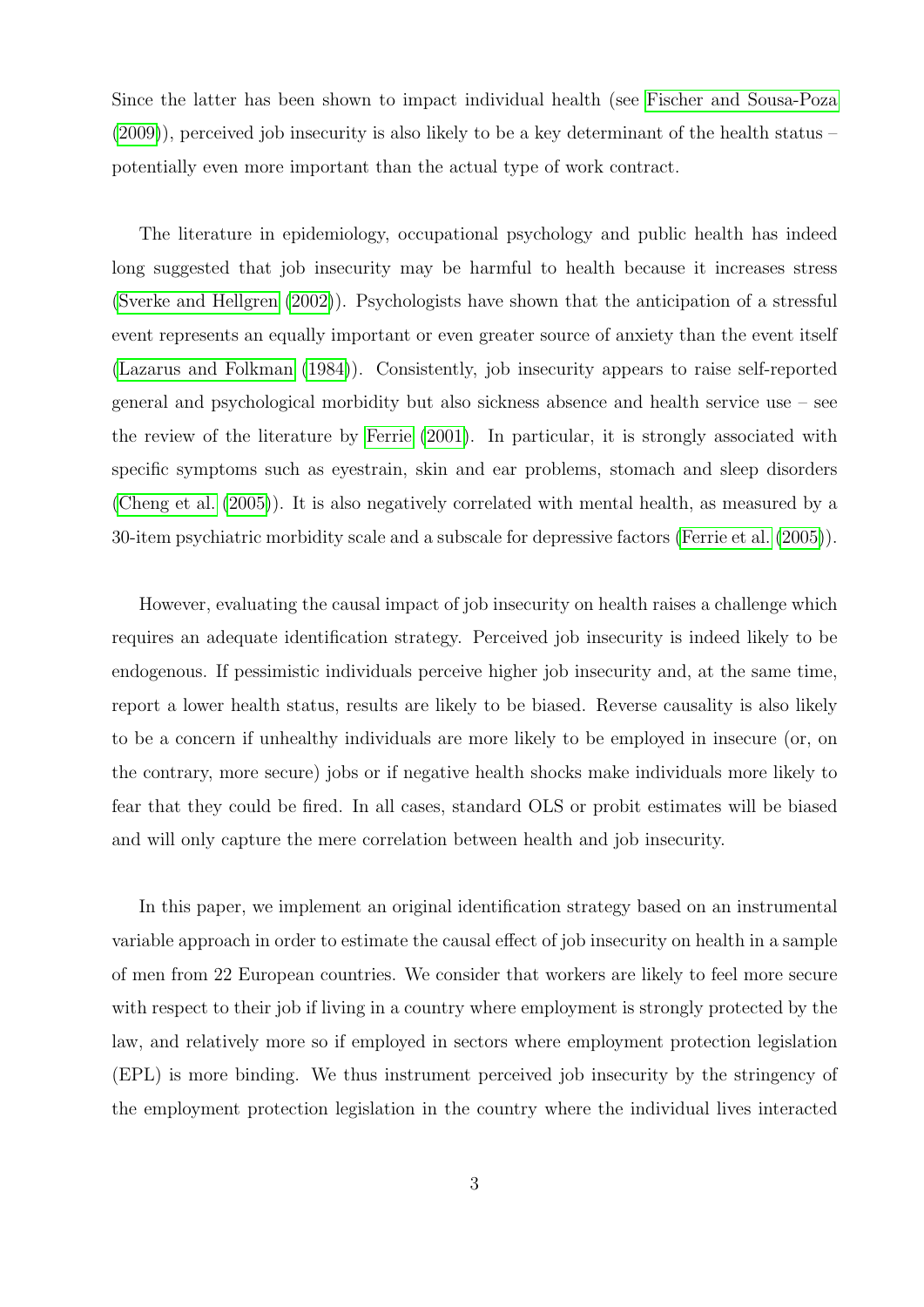Since the latter has been shown to impact individual health (see Fischer and Sousa-Poza (2009)), perceived job insecurity is also likely to be a key determinant of the health status – potentially even more important than the actual type of work contract.

The literature in epidemiology, occupational psychology and public health has indeed long suggested that job insecurity may be harmful to health because it increases stress (Sverke and Hellgren (2002)). Psychologists have shown that the anticipation of a stressful event represents an equally important or even greater source of anxiety than the event itself (Lazarus and Folkman (1984)). Consistently, job insecurity appears to raise self-reported general and psychological morbidity but also sickness absence and health service use – see the review of the literature by Ferrie (2001). In particular, it is strongly associated with specific symptoms such as eyestrain, skin and ear problems, stomach and sleep disorders (Cheng et al. (2005)). It is also negatively correlated with mental health, as measured by a 30-item psychiatric morbidity scale and a subscale for depressive factors (Ferrie et al. (2005)).

However, evaluating the causal impact of job insecurity on health raises a challenge which requires an adequate identification strategy. Perceived job insecurity is indeed likely to be endogenous. If pessimistic individuals perceive higher job insecurity and, at the same time, report a lower health status, results are likely to be biased. Reverse causality is also likely to be a concern if unhealthy individuals are more likely to be employed in insecure (or, on the contrary, more secure) jobs or if negative health shocks make individuals more likely to fear that they could be fired. In all cases, standard OLS or probit estimates will be biased and will only capture the mere correlation between health and job insecurity.

In this paper, we implement an original identification strategy based on an instrumental variable approach in order to estimate the causal effect of job insecurity on health in a sample of men from 22 European countries. We consider that workers are likely to feel more secure with respect to their job if living in a country where employment is strongly protected by the law, and relatively more so if employed in sectors where employment protection legislation (EPL) is more binding. We thus instrument perceived job insecurity by the stringency of the employment protection legislation in the country where the individual lives interacted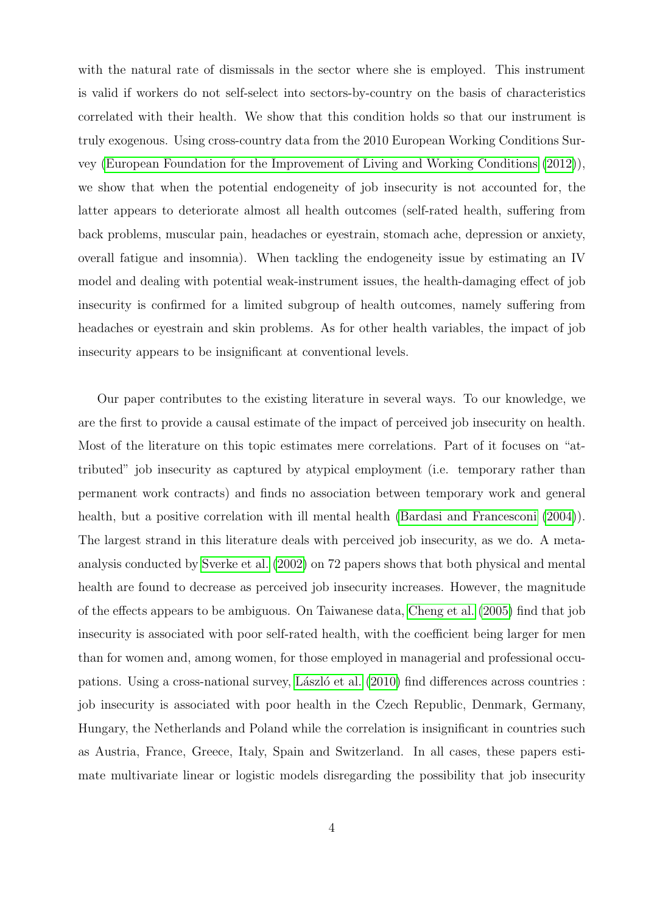with the natural rate of dismissals in the sector where she is employed. This instrument is valid if workers do not self-select into sectors-by-country on the basis of characteristics correlated with their health. We show that this condition holds so that our instrument is truly exogenous. Using cross-country data from the 2010 European Working Conditions Survey (European Foundation for the Improvement of Living and Working Conditions (2012)), we show that when the potential endogeneity of job insecurity is not accounted for, the latter appears to deteriorate almost all health outcomes (self-rated health, suffering from back problems, muscular pain, headaches or eyestrain, stomach ache, depression or anxiety, overall fatigue and insomnia). When tackling the endogeneity issue by estimating an IV model and dealing with potential weak-instrument issues, the health-damaging effect of job insecurity is confirmed for a limited subgroup of health outcomes, namely suffering from headaches or eyestrain and skin problems. As for other health variables, the impact of job insecurity appears to be insignificant at conventional levels.

Our paper contributes to the existing literature in several ways. To our knowledge, we are the first to provide a causal estimate of the impact of perceived job insecurity on health. Most of the literature on this topic estimates mere correlations. Part of it focuses on "attributed" job insecurity as captured by atypical employment (i.e. temporary rather than permanent work contracts) and finds no association between temporary work and general health, but a positive correlation with ill mental health (Bardasi and Francesconi (2004)). The largest strand in this literature deals with perceived job insecurity, as we do. A meta-analysis conducted by Sverke et al. (2002) on 72 papers shows that both physical and mental health are found to decrease as perceived job insecurity increases. However, the magnitude of the effects appears to be ambiguous. On Taiwanese data, Cheng et al. (2005) find that job insecurity is associated with poor self-rated health, with the coefficient being larger for men than for women and, among women, for those employed in managerial and professional occupations. Using a cross-national survey, László et al. (2010) find differences across countries : job insecurity is associated with poor health in the Czech Republic, Denmark, Germany, Hungary, the Netherlands and Poland while the correlation is insignificant in countries such as Austria, France, Greece, Italy, Spain and Switzerland. In all cases, these papers estimate multivariate linear or logistic models disregarding the possibility that job insecurity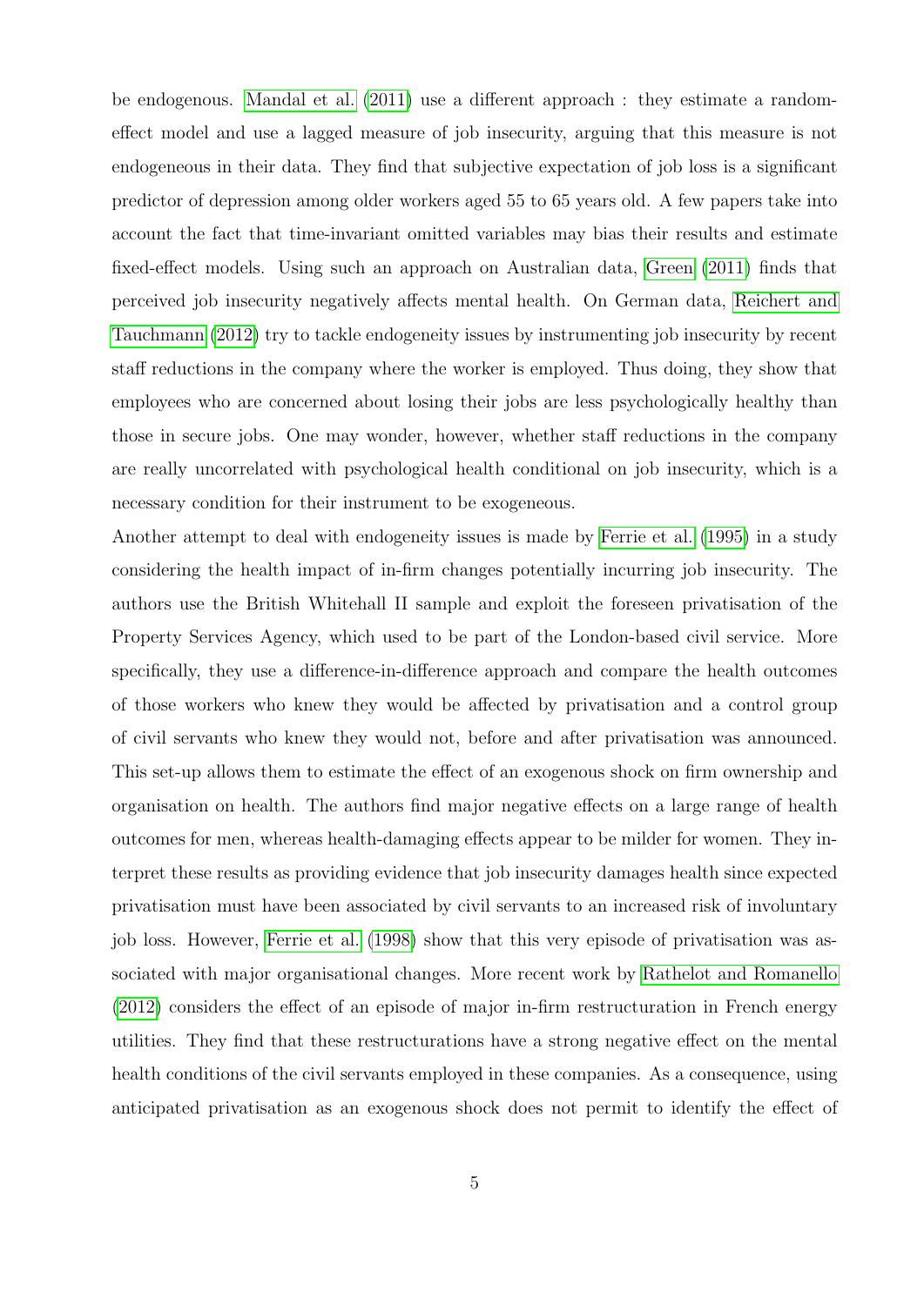be endogenous. Mandal et al. (2011) use a different approach : they estimate a random-effect model and use a lagged measure of job insecurity, arguing that this measure is not endogeneous in their data. They find that subjective expectation of job loss is a significant predictor of depression among older workers aged 55 to 65 years old. A few papers take into account the fact that time-invariant omitted variables may bias their results and estimate fixed-effect models. Using such an approach on Australian data, Green (2011) finds that perceived job insecurity negatively affects mental health. On German data, Reichert and Tauchmann (2012) try to tackle endogeneity issues by instrumenting job insecurity by recent staff reductions in the company where the worker is employed. Thus doing, they show that employees who are concerned about losing their jobs are less psychologically healthy than those in secure jobs. One may wonder, however, whether staff reductions in the company are really uncorrelated with psychological health conditional on job insecurity, which is a necessary condition for their instrument to be exogeneous.

Another attempt to deal with endogeneity issues is made by Ferrie et al. (1995) in a study considering the health impact of in-firm changes potentially incurring job insecurity. The authors use the British Whitehall II sample and exploit the foreseen privatisation of the Property Services Agency, which used to be part of the London-based civil service. More specifically, they use a difference-in-difference approach and compare the health outcomes of those workers who knew they would be affected by privatisation and a control group of civil servants who knew they would not, before and after privatisation was announced. This set-up allows them to estimate the effect of an exogenous shock on firm ownership and organisation on health. The authors find major negative effects on a large range of health outcomes for men, whereas health-damaging effects appear to be milder for women. They interpret these results as providing evidence that job insecurity damages health since expected privatisation must have been associated by civil servants to an increased risk of involuntary job loss. However, Ferrie et al. (1998) show that this very episode of privatisation was associated with major organisational changes. More recent work by Rathelot and Romanello (2012) considers the effect of an episode of major in-firm restructuration in French energy utilities. They find that these restructurations have a strong negative effect on the mental health conditions of the civil servants employed in these companies. As a consequence, using anticipated privatisation as an exogenous shock does not permit to identify the effect of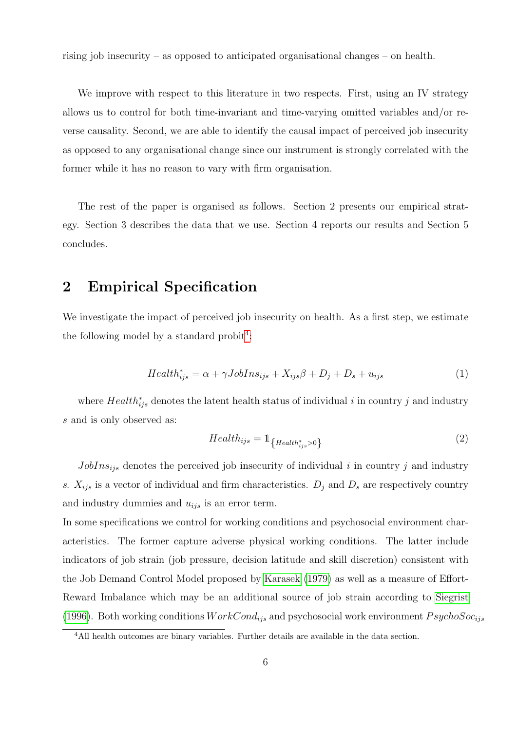rising job insecurity – as opposed to anticipated organisational changes – on health.

We improve with respect to this literature in two respects. First, using an IV strategy allows us to control for both time-invariant and time-varying omitted variables and/or reverse causality. Second, we are able to identify the causal impact of perceived job insecurity as opposed to any organisational change since our instrument is strongly correlated with the former while it has no reason to vary with firm organisation.

The rest of the paper is organised as follows. Section 2 presents our empirical strategy. Section 3 describes the data that we use. Section 4 reports our results and Section 5 concludes.

## 2 Empirical Specification

We investigate the impact of perceived job insecurity on health. As a first step, we estimate the following model by a standard probit[4]:

$$Health^*_{ijs} = \alpha + \gamma JobIns_{ijs} + X_{ijs}\beta + D_j + D_s + u_{ijs} \tag{1}$$

where $Health^*_{ijs}$ denotes the latent health status of individual $i$ in country $j$ and industry $s$ and is only observed as:

$$Health_{ijs} = \mathbb{1}_{\{Health^*_{ijs}>0\}} \tag{2}$$

$JobIns_{ijs}$ denotes the perceived job insecurity of individual $i$ in country $j$ and industry $s$. $X_{ijs}$ is a vector of individual and firm characteristics. $D_j$ and $D_s$ are respectively country and industry dummies and $u_{ijs}$ is an error term.

In some specifications we control for working conditions and psychosocial environment characteristics. The former capture adverse physical working conditions. The latter include indicators of job strain (job pressure, decision latitude and skill discretion) consistent with the Job Demand Control Model proposed by Karasek (1979) as well as a measure of Effort-Reward Imbalance which may be an additional source of job strain according to Siegrist (1996). Both working conditions $WorkCond_{ijs}$ and psychosocial work environment $PsychoSoc_{ijs}$

[4] All health outcomes are binary variables. Further details are available in the data section.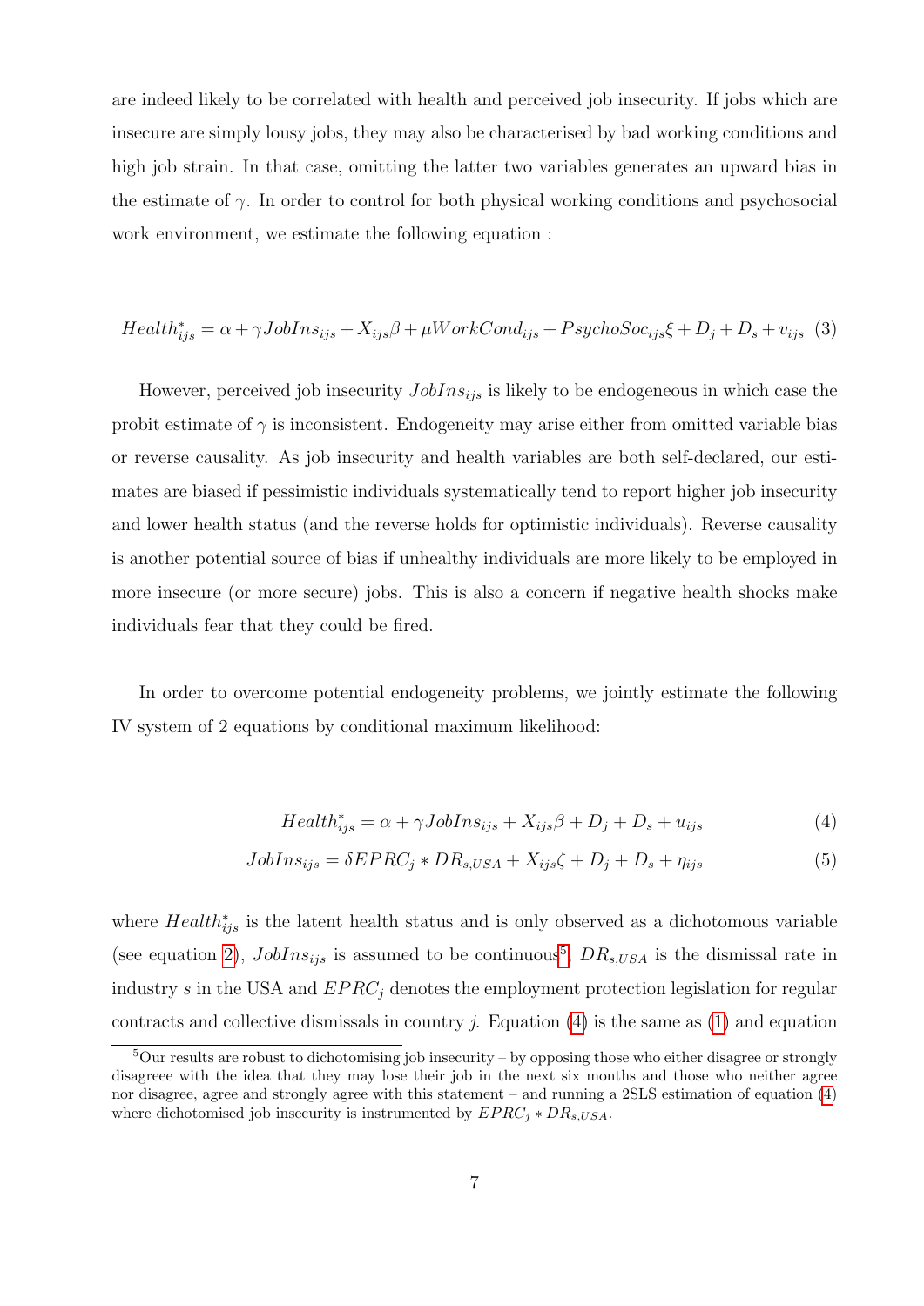are indeed likely to be correlated with health and perceived job insecurity. If jobs which are insecure are simply lousy jobs, they may also be characterised by bad working conditions and high job strain. In that case, omitting the latter two variables generates an upward bias in the estimate of $\gamma$. In order to control for both physical working conditions and psychosocial work environment, we estimate the following equation :

$$Health^*_{ijs} = \alpha + \gamma JobIns_{ijs} + X_{ijs}\beta + \mu WorkCond_{ijs} + PsychoSoc_{ijs}\xi + D_j + D_s + v_{ijs} \quad (3)$$

However, perceived job insecurity $JobIns_{ijs}$ is likely to be endogeneous in which case the probit estimate of $\gamma$ is inconsistent. Endogeneity may arise either from omitted variable bias or reverse causality. As job insecurity and health variables are both self-declared, our estimates are biased if pessimistic individuals systematically tend to report higher job insecurity and lower health status (and the reverse holds for optimistic individuals). Reverse causality is another potential source of bias if unhealthy individuals are more likely to be employed in more insecure (or more secure) jobs. This is also a concern if negative health shocks make individuals fear that they could be fired.

In order to overcome potential endogeneity problems, we jointly estimate the following IV system of 2 equations by conditional maximum likelihood:

$$Health^*_{ijs} = \alpha + \gamma JobIns_{ijs} + X_{ijs}\beta + D_j + D_s + u_{ijs} \quad (4)$$

$$JobIns_{ijs} = \delta EPRC_j * DR_{s,USA} + X_{ijs}\zeta + D_j + D_s + \eta_{ijs} \quad (5)$$

where $Health^*_{ijs}$ is the latent health status and is only observed as a dichotomous variable (see equation 2), $JobIns_{ijs}$ is assumed to be continuous[5], $DR_{s,USA}$ is the dismissal rate in industry $s$ in the USA and $EPRC_j$ denotes the employment protection legislation for regular contracts and collective dismissals in country $j$. Equation (4) is the same as (1) and equation

[5] Our results are robust to dichotomising job insecurity – by opposing those who either disagree or strongly disagreee with the idea that they may lose their job in the next six months and those who neither agree nor disagree, agree and strongly agree with this statement – and running a 2SLS estimation of equation (4) where dichotomised job insecurity is instrumented by $EPRC_j * DR_{s,USA}$.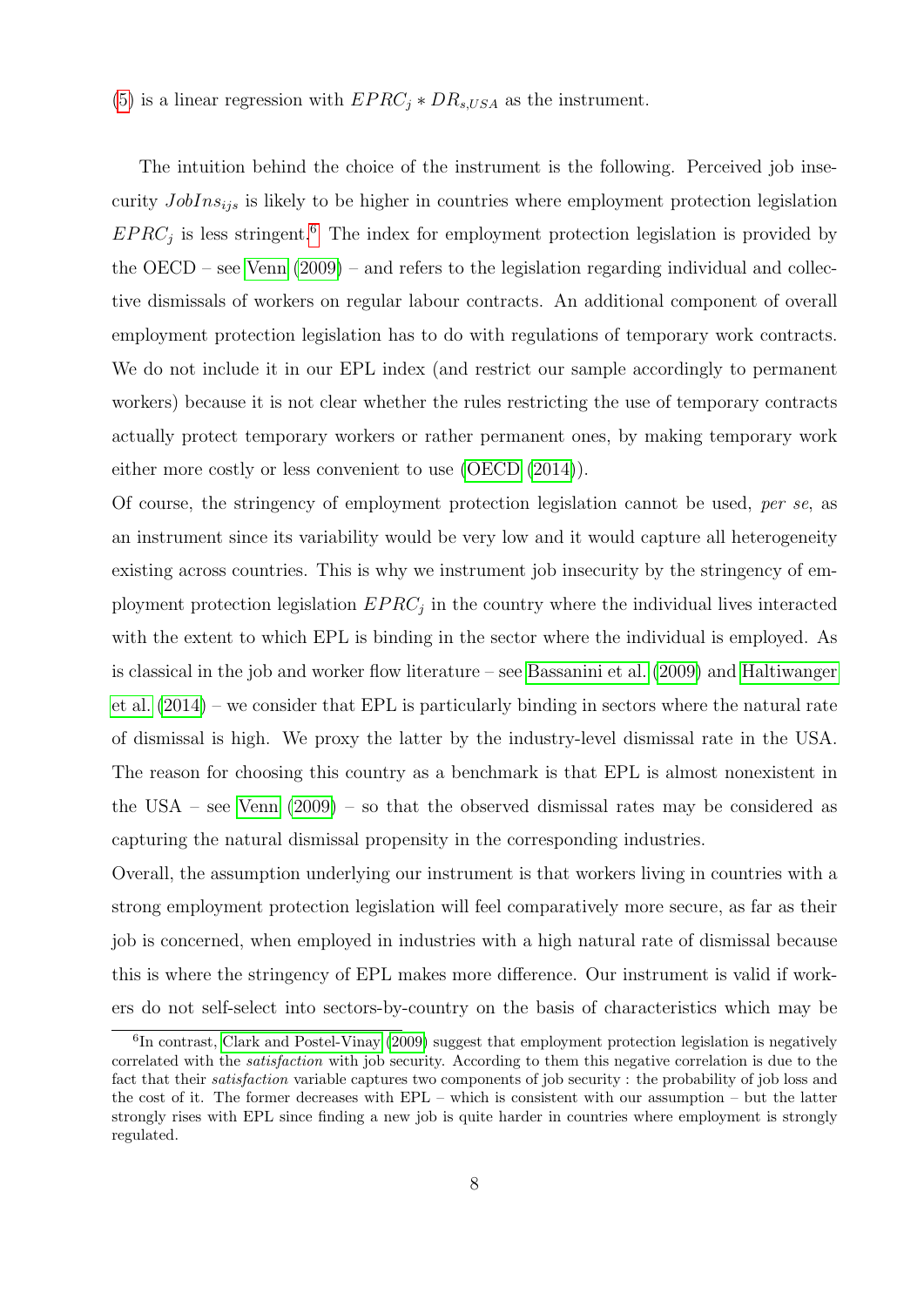(5) is a linear regression with $EPRC_j * DR_{s,USA}$ as the instrument.

The intuition behind the choice of the instrument is the following. Perceived job insecurity $JobIns_{ijs}$ is likely to be higher in countries where employment protection legislation $EPRC_j$ is less stringent.[6] The index for employment protection legislation is provided by the OECD – see Venn (2009) – and refers to the legislation regarding individual and collective dismissals of workers on regular labour contracts. An additional component of overall employment protection legislation has to do with regulations of temporary work contracts. We do not include it in our EPL index (and restrict our sample accordingly to permanent workers) because it is not clear whether the rules restricting the use of temporary contracts actually protect temporary workers or rather permanent ones, by making temporary work either more costly or less convenient to use (OECD (2014)).

Of course, the stringency of employment protection legislation cannot be used, *per se*, as an instrument since its variability would be very low and it would capture all heterogeneity existing across countries. This is why we instrument job insecurity by the stringency of employment protection legislation $EPRC_j$ in the country where the individual lives interacted with the extent to which EPL is binding in the sector where the individual is employed. As is classical in the job and worker flow literature – see Bassanini et al. (2009) and Haltiwanger et al. (2014) – we consider that EPL is particularly binding in sectors where the natural rate of dismissal is high. We proxy the latter by the industry-level dismissal rate in the USA. The reason for choosing this country as a benchmark is that EPL is almost nonexistent in the USA – see Venn (2009) – so that the observed dismissal rates may be considered as capturing the natural dismissal propensity in the corresponding industries.

Overall, the assumption underlying our instrument is that workers living in countries with a strong employment protection legislation will feel comparatively more secure, as far as their job is concerned, when employed in industries with a high natural rate of dismissal because this is where the stringency of EPL makes more difference. Our instrument is valid if workers do not self-select into sectors-by-country on the basis of characteristics which may be

[6] In contrast, Clark and Postel-Vinay (2009) suggest that employment protection legislation is negatively correlated with the *satisfaction* with job security. According to them this negative correlation is due to the fact that their *satisfaction* variable captures two components of job security : the probability of job loss and the cost of it. The former decreases with EPL – which is consistent with our assumption – but the latter strongly rises with EPL since finding a new job is quite harder in countries where employment is strongly regulated.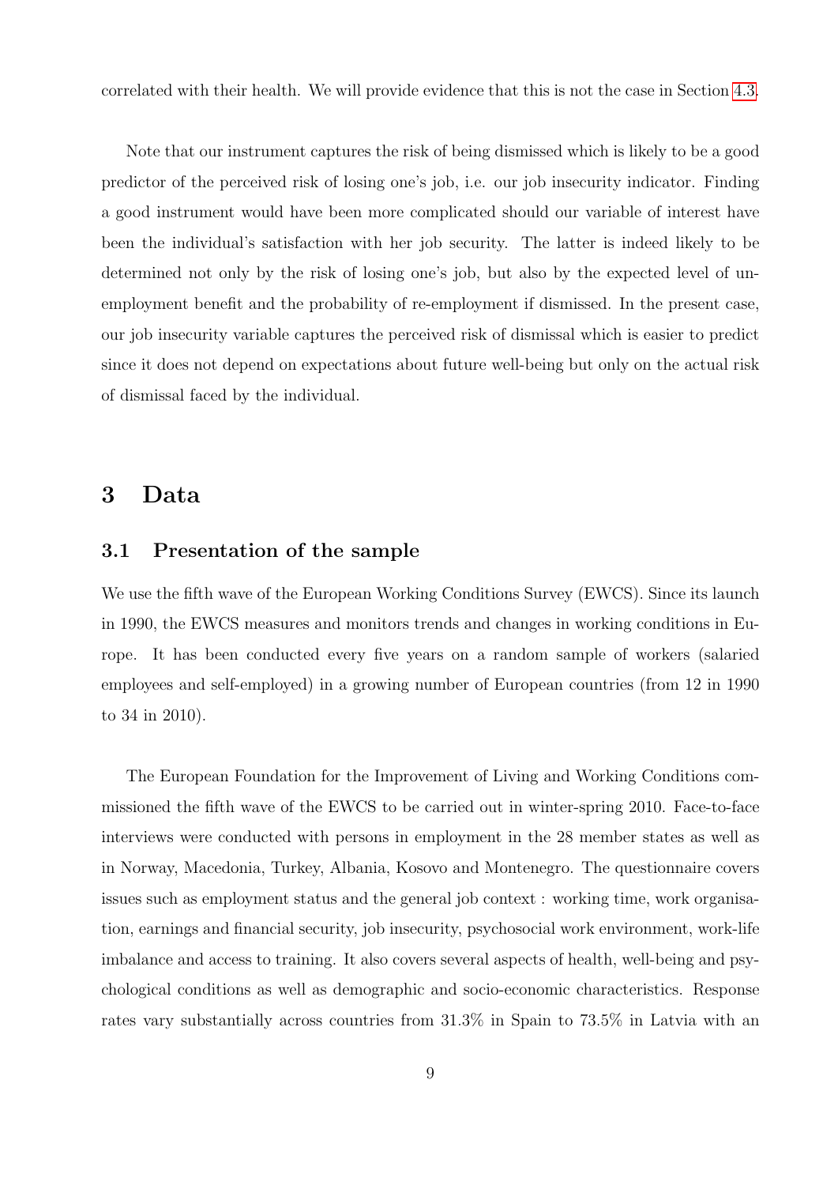correlated with their health. We will provide evidence that this is not the case in Section 4.3.

Note that our instrument captures the risk of being dismissed which is likely to be a good predictor of the perceived risk of losing one's job, i.e. our job insecurity indicator. Finding a good instrument would have been more complicated should our variable of interest have been the individual's satisfaction with her job security. The latter is indeed likely to be determined not only by the risk of losing one's job, but also by the expected level of unemployment benefit and the probability of re-employment if dismissed. In the present case, our job insecurity variable captures the perceived risk of dismissal which is easier to predict since it does not depend on expectations about future well-being but only on the actual risk of dismissal faced by the individual.

# 3 Data

## 3.1 Presentation of the sample

We use the fifth wave of the European Working Conditions Survey (EWCS). Since its launch in 1990, the EWCS measures and monitors trends and changes in working conditions in Europe. It has been conducted every five years on a random sample of workers (salaried employees and self-employed) in a growing number of European countries (from 12 in 1990 to 34 in 2010).

The European Foundation for the Improvement of Living and Working Conditions commissioned the fifth wave of the EWCS to be carried out in winter-spring 2010. Face-to-face interviews were conducted with persons in employment in the 28 member states as well as in Norway, Macedonia, Turkey, Albania, Kosovo and Montenegro. The questionnaire covers issues such as employment status and the general job context : working time, work organisation, earnings and financial security, job insecurity, psychosocial work environment, work-life imbalance and access to training. It also covers several aspects of health, well-being and psychological conditions as well as demographic and socio-economic characteristics. Response rates vary substantially across countries from 31.3% in Spain to 73.5% in Latvia with an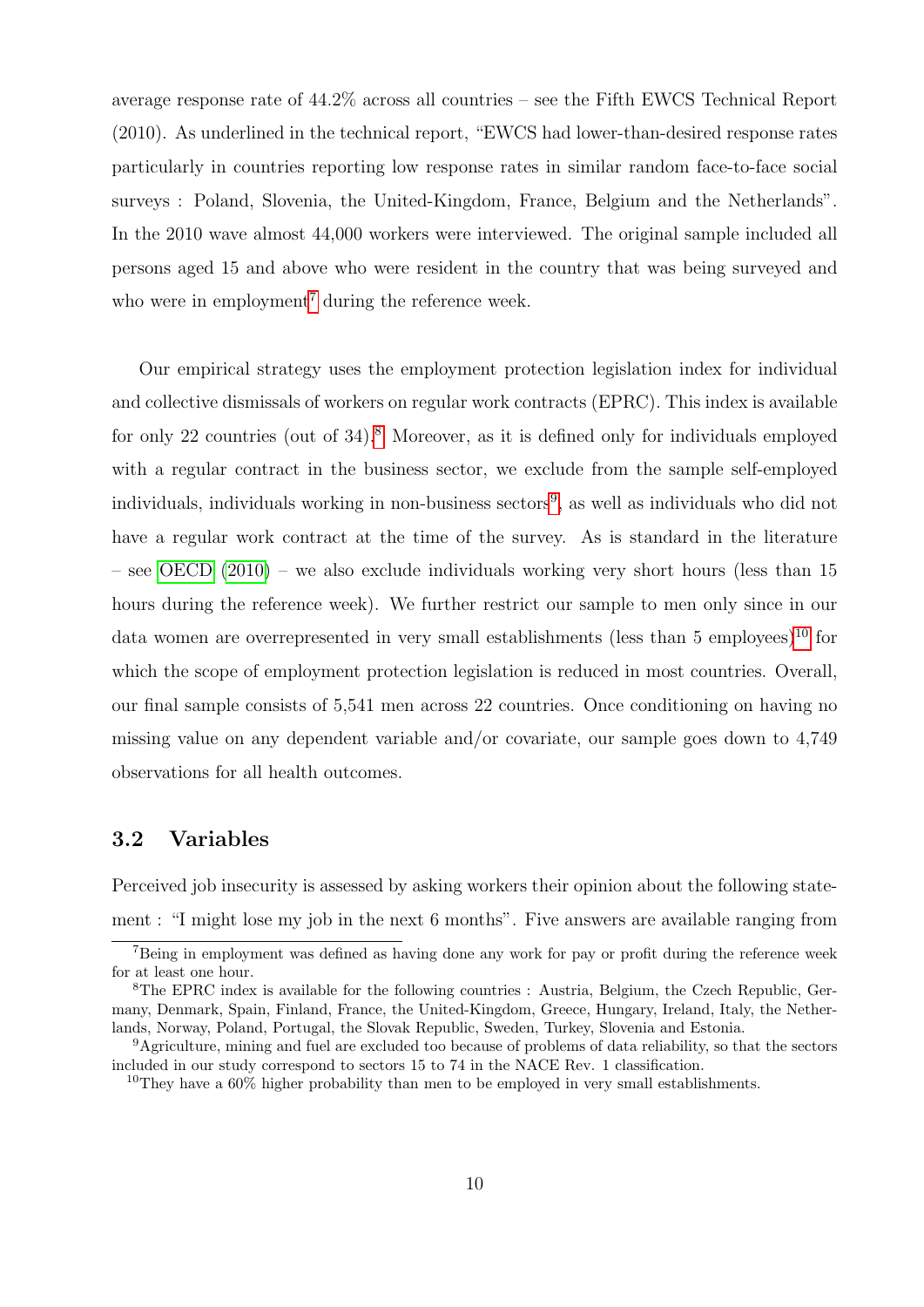average response rate of 44.2% across all countries – see the Fifth EWCS Technical Report (2010). As underlined in the technical report, "EWCS had lower-than-desired response rates particularly in countries reporting low response rates in similar random face-to-face social surveys : Poland, Slovenia, the United-Kingdom, France, Belgium and the Netherlands". In the 2010 wave almost 44,000 workers were interviewed. The original sample included all persons aged 15 and above who were resident in the country that was being surveyed and who were in employment[7] during the reference week.

Our empirical strategy uses the employment protection legislation index for individual and collective dismissals of workers on regular work contracts (EPRC). This index is available for only 22 countries (out of 34).[8] Moreover, as it is defined only for individuals employed with a regular contract in the business sector, we exclude from the sample self-employed individuals, individuals working in non-business sectors[9], as well as individuals who did not have a regular work contract at the time of the survey. As is standard in the literature – see OECD (2010) – we also exclude individuals working very short hours (less than 15 hours during the reference week). We further restrict our sample to men only since in our data women are overrepresented in very small establishments (less than 5 employees)[10] for which the scope of employment protection legislation is reduced in most countries. Overall, our final sample consists of 5,541 men across 22 countries. Once conditioning on having no missing value on any dependent variable and/or covariate, our sample goes down to 4,749 observations for all health outcomes.

### 3.2 Variables

Perceived job insecurity is assessed by asking workers their opinion about the following statement : "I might lose my job in the next 6 months". Five answers are available ranging from

[7] Being in employment was defined as having done any work for pay or profit during the reference week for at least one hour.

[8] The EPRC index is available for the following countries : Austria, Belgium, the Czech Republic, Germany, Denmark, Spain, Finland, France, the United-Kingdom, Greece, Hungary, Ireland, Italy, the Netherlands, Norway, Poland, Portugal, the Slovak Republic, Sweden, Turkey, Slovenia and Estonia.

[9] Agriculture, mining and fuel are excluded too because of problems of data reliability, so that the sectors included in our study correspond to sectors 15 to 74 in the NACE Rev. 1 classification.

[10] They have a 60% higher probability than men to be employed in very small establishments.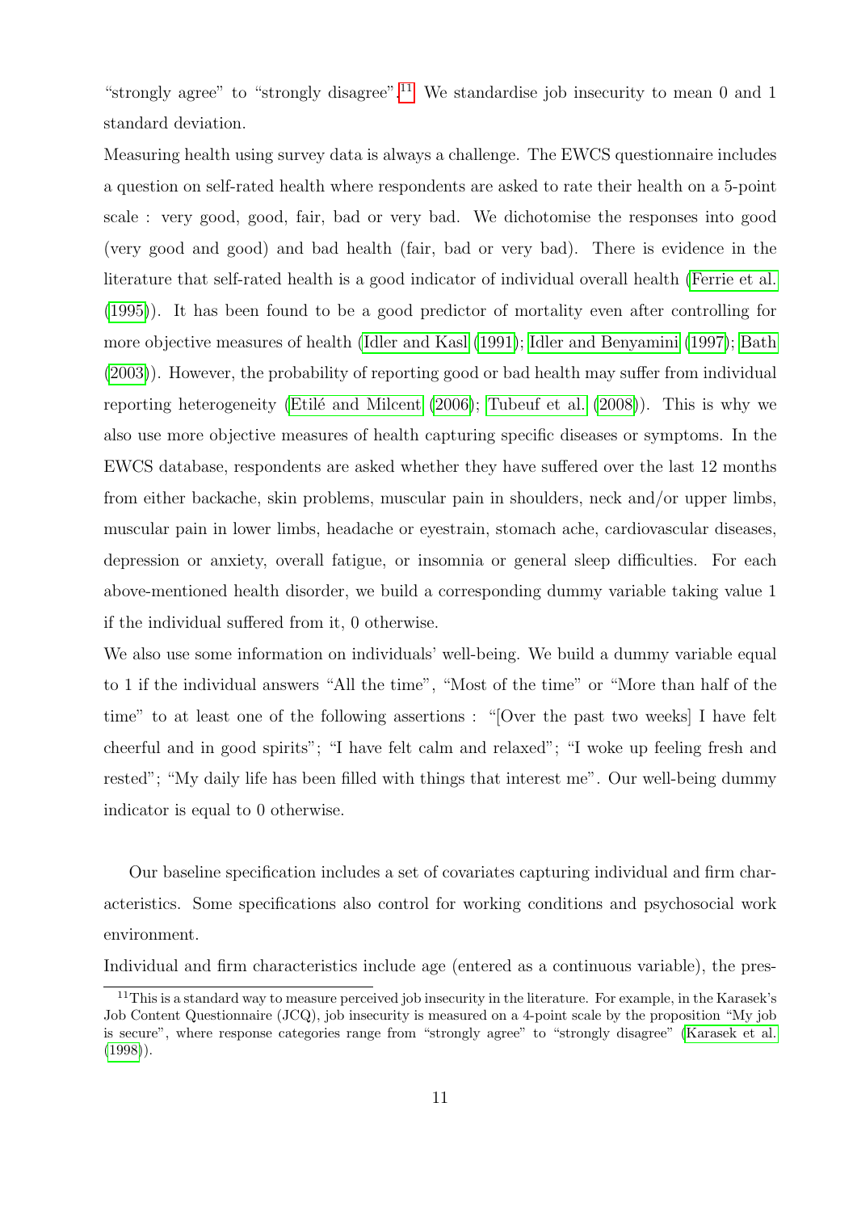"strongly agree" to "strongly disagree".[11] We standardise job insecurity to mean 0 and 1 standard deviation.

Measuring health using survey data is always a challenge. The EWCS questionnaire includes a question on self-rated health where respondents are asked to rate their health on a 5-point scale : very good, good, fair, bad or very bad. We dichotomise the responses into good (very good and good) and bad health (fair, bad or very bad). There is evidence in the literature that self-rated health is a good indicator of individual overall health (Ferrie et al. (1995)). It has been found to be a good predictor of mortality even after controlling for more objective measures of health (Idler and Kasl (1991); Idler and Benyamini (1997); Bath (2003)). However, the probability of reporting good or bad health may suffer from individual reporting heterogeneity (Etilé and Milcent (2006); Tubeuf et al. (2008)). This is why we also use more objective measures of health capturing specific diseases or symptoms. In the EWCS database, respondents are asked whether they have suffered over the last 12 months from either backache, skin problems, muscular pain in shoulders, neck and/or upper limbs, muscular pain in lower limbs, headache or eyestrain, stomach ache, cardiovascular diseases, depression or anxiety, overall fatigue, or insomnia or general sleep difficulties. For each above-mentioned health disorder, we build a corresponding dummy variable taking value 1 if the individual suffered from it, 0 otherwise.

We also use some information on individuals' well-being. We build a dummy variable equal to 1 if the individual answers "All the time", "Most of the time" or "More than half of the time" to at least one of the following assertions : "[Over the past two weeks] I have felt cheerful and in good spirits"; "I have felt calm and relaxed"; "I woke up feeling fresh and rested"; "My daily life has been filled with things that interest me". Our well-being dummy indicator is equal to 0 otherwise.

Our baseline specification includes a set of covariates capturing individual and firm characteristics. Some specifications also control for working conditions and psychosocial work environment.

Individual and firm characteristics include age (entered as a continuous variable), the pres-

[11] This is a standard way to measure perceived job insecurity in the literature. For example, in the Karasek's Job Content Questionnaire (JCQ), job insecurity is measured on a 4-point scale by the proposition "My job is secure", where response categories range from "strongly agree" to "strongly disagree" (Karasek et al. (1998)).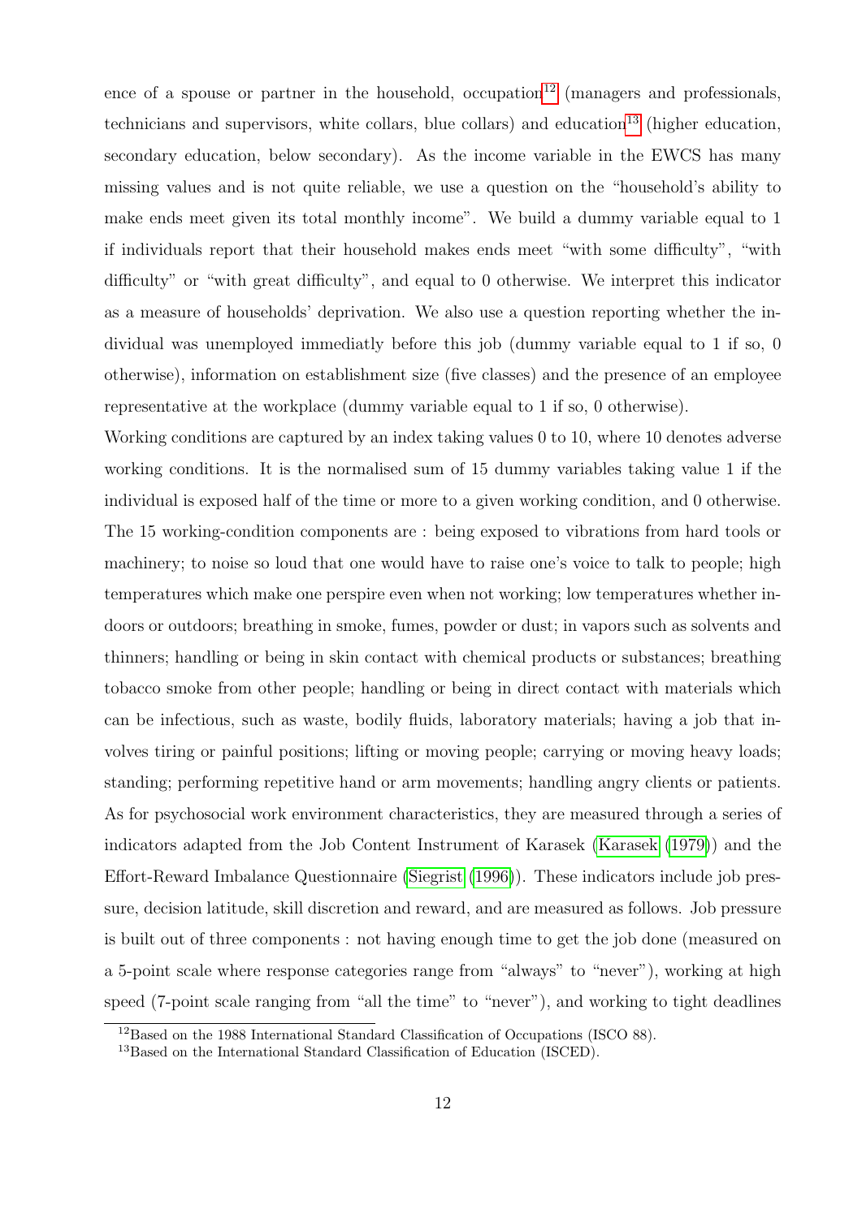ence of a spouse or partner in the household, occupation[12] (managers and professionals, technicians and supervisors, white collars, blue collars) and education[13] (higher education, secondary education, below secondary). As the income variable in the EWCS has many missing values and is not quite reliable, we use a question on the "household's ability to make ends meet given its total monthly income". We build a dummy variable equal to 1 if individuals report that their household makes ends meet "with some difficulty", "with difficulty" or "with great difficulty", and equal to 0 otherwise. We interpret this indicator as a measure of households' deprivation. We also use a question reporting whether the individual was unemployed immediatly before this job (dummy variable equal to 1 if so, 0 otherwise), information on establishment size (five classes) and the presence of an employee representative at the workplace (dummy variable equal to 1 if so, 0 otherwise).

Working conditions are captured by an index taking values 0 to 10, where 10 denotes adverse working conditions. It is the normalised sum of 15 dummy variables taking value 1 if the individual is exposed half of the time or more to a given working condition, and 0 otherwise. The 15 working-condition components are : being exposed to vibrations from hard tools or machinery; to noise so loud that one would have to raise one's voice to talk to people; high temperatures which make one perspire even when not working; low temperatures whether indoors or outdoors; breathing in smoke, fumes, powder or dust; in vapors such as solvents and thinners; handling or being in skin contact with chemical products or substances; breathing tobacco smoke from other people; handling or being in direct contact with materials which can be infectious, such as waste, bodily fluids, laboratory materials; having a job that involves tiring or painful positions; lifting or moving people; carrying or moving heavy loads; standing; performing repetitive hand or arm movements; handling angry clients or patients. As for psychosocial work environment characteristics, they are measured through a series of indicators adapted from the Job Content Instrument of Karasek (Karasek (1979)) and the Effort-Reward Imbalance Questionnaire (Siegrist (1996)). These indicators include job pressure, decision latitude, skill discretion and reward, and are measured as follows. Job pressure is built out of three components : not having enough time to get the job done (measured on a 5-point scale where response categories range from "always" to "never"), working at high speed (7-point scale ranging from "all the time" to "never"), and working to tight deadlines

[12] Based on the 1988 International Standard Classification of Occupations (ISCO 88).

[13] Based on the International Standard Classification of Education (ISCED).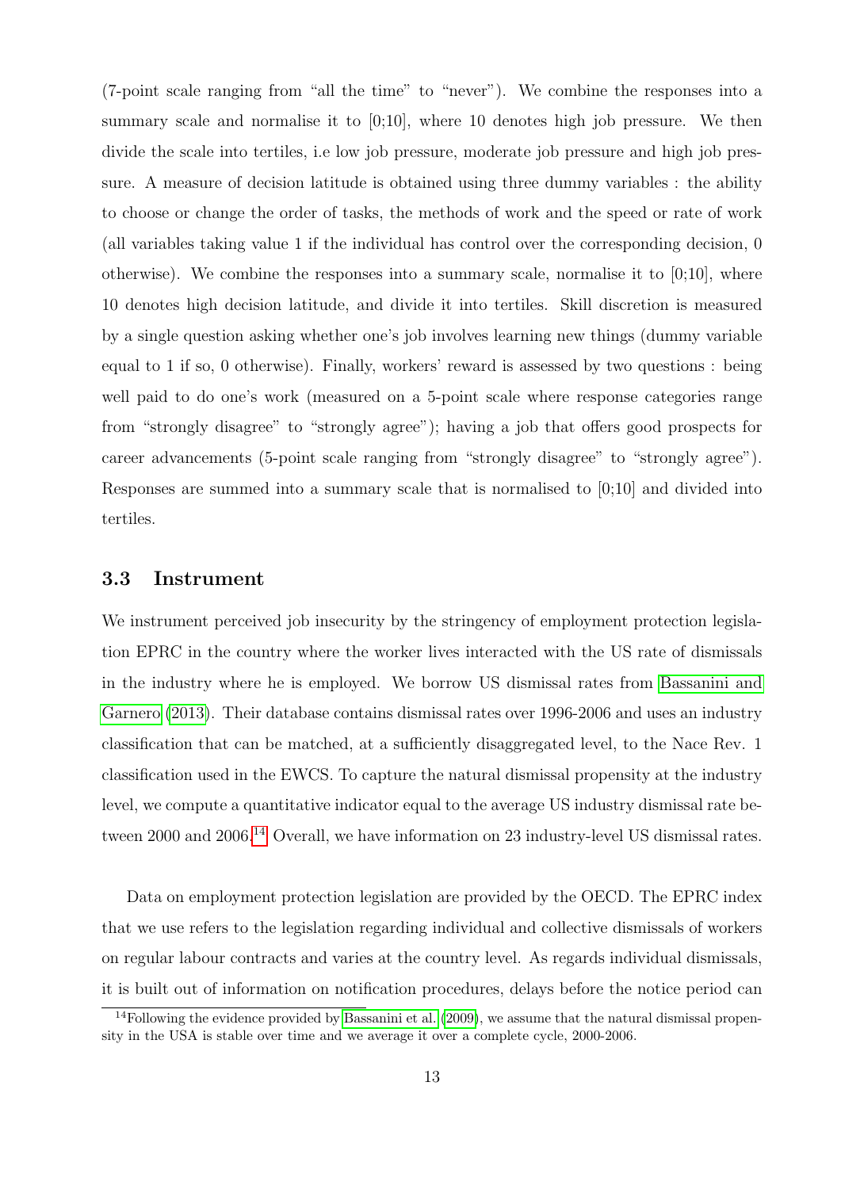(7-point scale ranging from "all the time" to "never"). We combine the responses into a summary scale and normalise it to [0;10], where 10 denotes high job pressure. We then divide the scale into tertiles, i.e low job pressure, moderate job pressure and high job pressure. A measure of decision latitude is obtained using three dummy variables : the ability to choose or change the order of tasks, the methods of work and the speed or rate of work (all variables taking value 1 if the individual has control over the corresponding decision, 0 otherwise). We combine the responses into a summary scale, normalise it to [0;10], where 10 denotes high decision latitude, and divide it into tertiles. Skill discretion is measured by a single question asking whether one's job involves learning new things (dummy variable equal to 1 if so, 0 otherwise). Finally, workers' reward is assessed by two questions : being well paid to do one's work (measured on a 5-point scale where response categories range from "strongly disagree" to "strongly agree"); having a job that offers good prospects for career advancements (5-point scale ranging from "strongly disagree" to "strongly agree"). Responses are summed into a summary scale that is normalised to [0;10] and divided into tertiles.

### 3.3 Instrument

We instrument perceived job insecurity by the stringency of employment protection legislation EPRC in the country where the worker lives interacted with the US rate of dismissals in the industry where he is employed. We borrow US dismissal rates from Bassanini and Garnero (2013). Their database contains dismissal rates over 1996-2006 and uses an industry classification that can be matched, at a sufficiently disaggregated level, to the Nace Rev. 1 classification used in the EWCS. To capture the natural dismissal propensity at the industry level, we compute a quantitative indicator equal to the average US industry dismissal rate between 2000 and 2006.[14] Overall, we have information on 23 industry-level US dismissal rates.

Data on employment protection legislation are provided by the OECD. The EPRC index that we use refers to the legislation regarding individual and collective dismissals of workers on regular labour contracts and varies at the country level. As regards individual dismissals, it is built out of information on notification procedures, delays before the notice period can

[14] Following the evidence provided by Bassanini et al. (2009), we assume that the natural dismissal propensity in the USA is stable over time and we average it over a complete cycle, 2000-2006.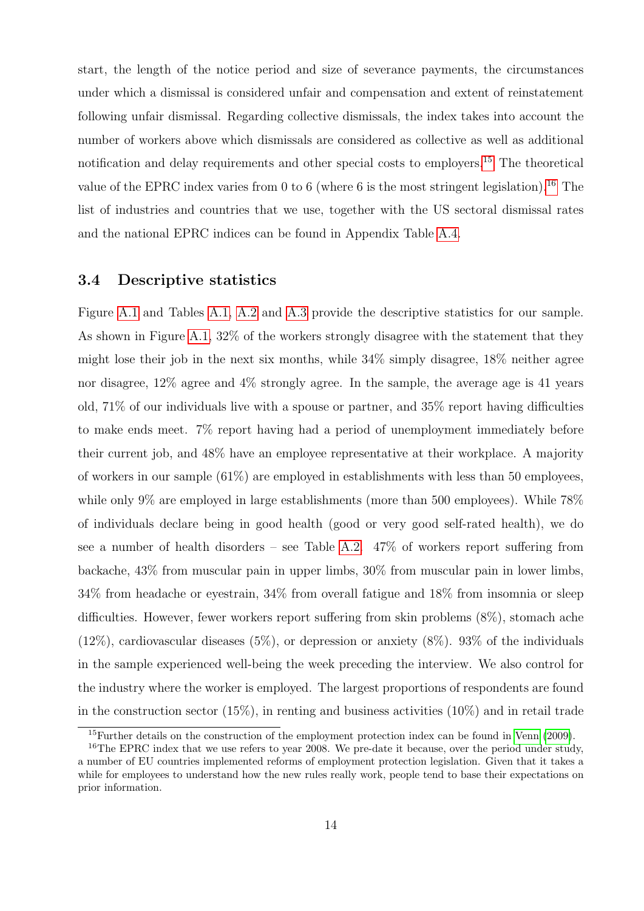start, the length of the notice period and size of severance payments, the circumstances under which a dismissal is considered unfair and compensation and extent of reinstatement following unfair dismissal. Regarding collective dismissals, the index takes into account the number of workers above which dismissals are considered as collective as well as additional notification and delay requirements and other special costs to employers.[15] The theoretical value of the EPRC index varies from 0 to 6 (where 6 is the most stringent legislation).[16] The list of industries and countries that we use, together with the US sectoral dismissal rates and the national EPRC indices can be found in Appendix Table A.4.

### 3.4 Descriptive statistics

Figure A.1 and Tables A.1, A.2 and A.3 provide the descriptive statistics for our sample. As shown in Figure A.1, 32% of the workers strongly disagree with the statement that they might lose their job in the next six months, while 34% simply disagree, 18% neither agree nor disagree, 12% agree and 4% strongly agree. In the sample, the average age is 41 years old, 71% of our individuals live with a spouse or partner, and 35% report having difficulties to make ends meet. 7% report having had a period of unemployment immediately before their current job, and 48% have an employee representative at their workplace. A majority of workers in our sample (61%) are employed in establishments with less than 50 employees, while only 9% are employed in large establishments (more than 500 employees). While 78% of individuals declare being in good health (good or very good self-rated health), we do see a number of health disorders – see Table A.2. 47% of workers report suffering from backache, 43% from muscular pain in upper limbs, 30% from muscular pain in lower limbs, 34% from headache or eyestrain, 34% from overall fatigue and 18% from insomnia or sleep difficulties. However, fewer workers report suffering from skin problems (8%), stomach ache (12%), cardiovascular diseases (5%), or depression or anxiety (8%). 93% of the individuals in the sample experienced well-being the week preceding the interview. We also control for the industry where the worker is employed. The largest proportions of respondents are found in the construction sector (15%), in renting and business activities (10%) and in retail trade

[15] Further details on the construction of the employment protection index can be found in Venn (2009).

[16] The EPRC index that we use refers to year 2008. We pre-date it because, over the period under study, a number of EU countries implemented reforms of employment protection legislation. Given that it takes a while for employees to understand how the new rules really work, people tend to base their expectations on prior information.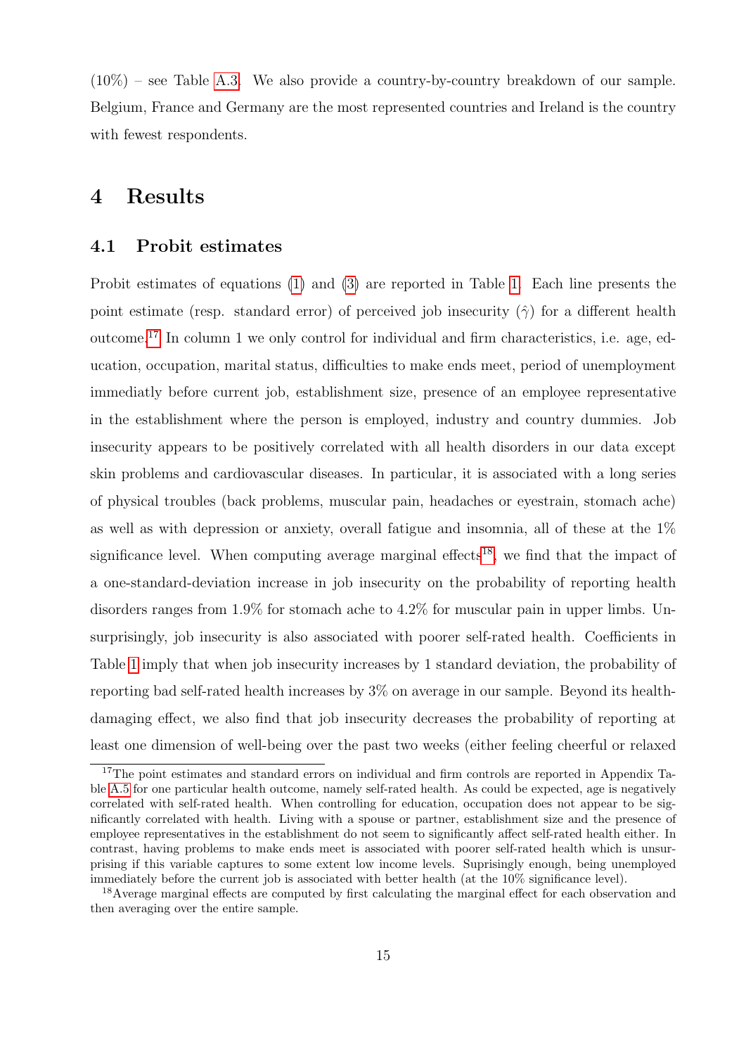(10%) – see Table A.3. We also provide a country-by-country breakdown of our sample. Belgium, France and Germany are the most represented countries and Ireland is the country with fewest respondents.

# 4 Results

## 4.1 Probit estimates

Probit estimates of equations (1) and (3) are reported in Table 1. Each line presents the point estimate (resp. standard error) of perceived job insecurity ($\hat{\gamma}$) for a different health outcome.[17] In column 1 we only control for individual and firm characteristics, i.e. age, education, occupation, marital status, difficulties to make ends meet, period of unemployment immediatly before current job, establishment size, presence of an employee representative in the establishment where the person is employed, industry and country dummies. Job insecurity appears to be positively correlated with all health disorders in our data except skin problems and cardiovascular diseases. In particular, it is associated with a long series of physical troubles (back problems, muscular pain, headaches or eyestrain, stomach ache) as well as with depression or anxiety, overall fatigue and insomnia, all of these at the 1% significance level. When computing average marginal effects[18], we find that the impact of a one-standard-deviation increase in job insecurity on the probability of reporting health disorders ranges from 1.9% for stomach ache to 4.2% for muscular pain in upper limbs. Unsurprisingly, job insecurity is also associated with poorer self-rated health. Coefficients in Table 1 imply that when job insecurity increases by 1 standard deviation, the probability of reporting bad self-rated health increases by 3% on average in our sample. Beyond its health-damaging effect, we also find that job insecurity decreases the probability of reporting at least one dimension of well-being over the past two weeks (either feeling cheerful or relaxed

[17] The point estimates and standard errors on individual and firm controls are reported in Appendix Table A.5 for one particular health outcome, namely self-rated health. As could be expected, age is negatively correlated with self-rated health. When controlling for education, occupation does not appear to be significantly correlated with health. Living with a spouse or partner, establishment size and the presence of employee representatives in the establishment do not seem to significantly affect self-rated health either. In contrast, having problems to make ends meet is associated with poorer self-rated health which is unsurprising if this variable captures to some extent low income levels. Suprisingly enough, being unemployed immediately before the current job is associated with better health (at the 10% significance level).

[18] Average marginal effects are computed by first calculating the marginal effect for each observation and then averaging over the entire sample.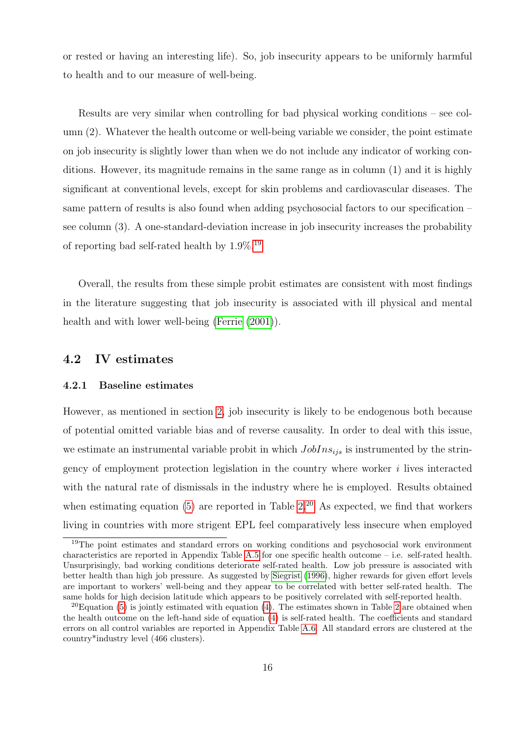or rested or having an interesting life). So, job insecurity appears to be uniformly harmful to health and to our measure of well-being.

Results are very similar when controlling for bad physical working conditions – see column (2). Whatever the health outcome or well-being variable we consider, the point estimate on job insecurity is slightly lower than when we do not include any indicator of working conditions. However, its magnitude remains in the same range as in column (1) and it is highly significant at conventional levels, except for skin problems and cardiovascular diseases. The same pattern of results is also found when adding psychosocial factors to our specification – see column (3). A one-standard-deviation increase in job insecurity increases the probability of reporting bad self-rated health by 1.9%.[19]

Overall, the results from these simple probit estimates are consistent with most findings in the literature suggesting that job insecurity is associated with ill physical and mental health and with lower well-being (Ferrie (2001)).

## 4.2 IV estimates

### 4.2.1 Baseline estimates

However, as mentioned in section 2, job insecurity is likely to be endogenous both because of potential omitted variable bias and of reverse causality. In order to deal with this issue, we estimate an instrumental variable probit in which $JobIns_{ijs}$ is instrumented by the stringency of employment protection legislation in the country where worker $i$ lives interacted with the natural rate of dismissals in the industry where he is employed. Results obtained when estimating equation (5) are reported in Table 2.[20] As expected, we find that workers living in countries with more strigent EPL feel comparatively less insecure when employed

[19] The point estimates and standard errors on working conditions and psychosocial work environment characteristics are reported in Appendix Table A.5 for one specific health outcome – i.e. self-rated health. Unsurprisingly, bad working conditions deteriorate self-rated health. Low job pressure is associated with better health than high job pressure. As suggested by Siegrist (1996), higher rewards for given effort levels are important to workers' well-being and they appear to be correlated with better self-rated health. The same holds for high decision latitude which appears to be positively correlated with self-reported health.

[20] Equation (5) is jointly estimated with equation (4). The estimates shown in Table 2 are obtained when the health outcome on the left-hand side of equation (4) is self-rated health. The coefficients and standard errors on all control variables are reported in Appendix Table A.6. All standard errors are clustered at the country*industry level (466 clusters).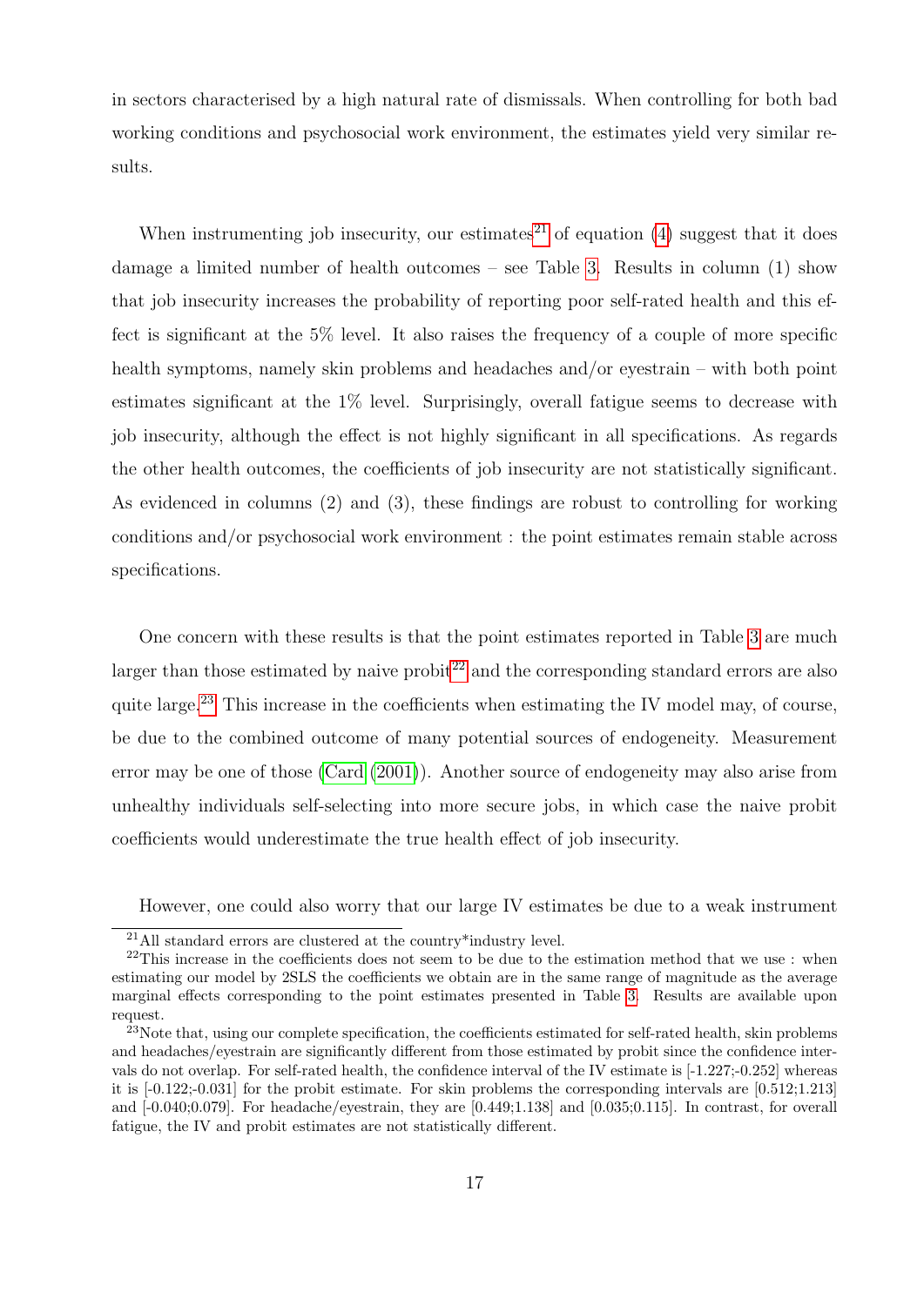in sectors characterised by a high natural rate of dismissals. When controlling for both bad working conditions and psychosocial work environment, the estimates yield very similar results.

When instrumenting job insecurity, our estimates[21] of equation (4) suggest that it does damage a limited number of health outcomes – see Table 3. Results in column (1) show that job insecurity increases the probability of reporting poor self-rated health and this effect is significant at the 5% level. It also raises the frequency of a couple of more specific health symptoms, namely skin problems and headaches and/or eyestrain – with both point estimates significant at the 1% level. Surprisingly, overall fatigue seems to decrease with job insecurity, although the effect is not highly significant in all specifications. As regards the other health outcomes, the coefficients of job insecurity are not statistically significant. As evidenced in columns (2) and (3), these findings are robust to controlling for working conditions and/or psychosocial work environment : the point estimates remain stable across specifications.

One concern with these results is that the point estimates reported in Table 3 are much larger than those estimated by naive probit[22] and the corresponding standard errors are also quite large.[23] This increase in the coefficients when estimating the IV model may, of course, be due to the combined outcome of many potential sources of endogeneity. Measurement error may be one of those (Card (2001)). Another source of endogeneity may also arise from unhealthy individuals self-selecting into more secure jobs, in which case the naive probit coefficients would underestimate the true health effect of job insecurity.

However, one could also worry that our large IV estimates be due to a weak instrument

[21] All standard errors are clustered at the country*industry level.

[22] This increase in the coefficients does not seem to be due to the estimation method that we use : when estimating our model by 2SLS the coefficients we obtain are in the same range of magnitude as the average marginal effects corresponding to the point estimates presented in Table 3. Results are available upon request.

[23] Note that, using our complete specification, the coefficients estimated for self-rated health, skin problems and headaches/eyestrain are significantly different from those estimated by probit since the confidence intervals do not overlap. For self-rated health, the confidence interval of the IV estimate is [-1.227;-0.252] whereas it is [-0.122;-0.031] for the probit estimate. For skin problems the corresponding intervals are [0.512;1.213] and [-0.040;0.079]. For headache/eyestrain, they are [0.449;1.138] and [0.035;0.115]. In contrast, for overall fatigue, the IV and probit estimates are not statistically different.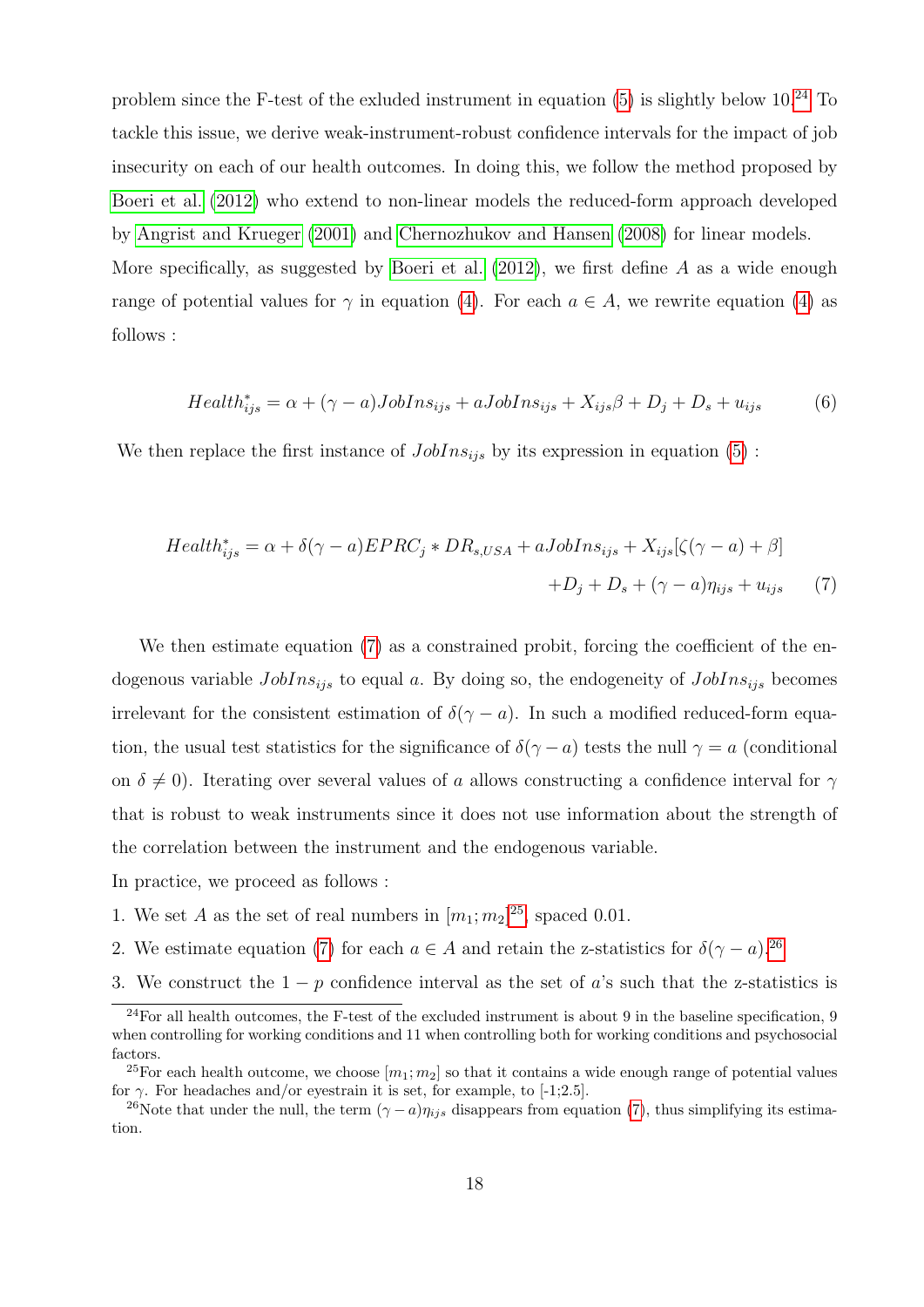problem since the F-test of the exluded instrument in equation (5) is slightly below 10.[24] To tackle this issue, we derive weak-instrument-robust confidence intervals for the impact of job insecurity on each of our health outcomes. In doing this, we follow the method proposed by Boeri et al. (2012) who extend to non-linear models the reduced-form approach developed by Angrist and Krueger (2001) and Chernozhukov and Hansen (2008) for linear models.

More specifically, as suggested by Boeri et al. (2012), we first define $A$ as a wide enough range of potential values for $\gamma$ in equation (4). For each $a \in A$, we rewrite equation (4) as follows :

$$Health^*_{ijs} = \alpha + (\gamma - a)JobIns_{ijs} + aJobIns_{ijs} + X_{ijs}\beta + D_j + D_s + u_{ijs} \tag{6}$$

We then replace the first instance of $JobIns_{ijs}$ by its expression in equation (5) :

$$\begin{aligned} Health^*_{ijs} = \alpha + \delta(\gamma - a)EPRC_j * DR_{s,USA} + aJobIns_{ijs} + X_{ijs}[\zeta(\gamma - a) + \beta] \\ + D_j + D_s + (\gamma - a)\eta_{ijs} + u_{ijs} \end{aligned} \tag{7}$$

We then estimate equation (7) as a constrained probit, forcing the coefficient of the endogenous variable $JobIns_{ijs}$ to equal $a$. By doing so, the endogeneity of $JobIns_{ijs}$ becomes irrelevant for the consistent estimation of $\delta(\gamma - a)$. In such a modified reduced-form equation, the usual test statistics for the significance of $\delta(\gamma - a)$ tests the null $\gamma = a$ (conditional on $\delta \neq 0$). Iterating over several values of $a$ allows constructing a confidence interval for $\gamma$ that is robust to weak instruments since it does not use information about the strength of the correlation between the instrument and the endogenous variable.

In practice, we proceed as follows :

1. We set $A$ as the set of real numbers in $[m_1; m_2]$[25], spaced 0.01.
2. We estimate equation (7) for each $a \in A$ and retain the z-statistics for $\delta(\gamma - a)$.[26]
3. We construct the $1 - p$ confidence interval as the set of $a$'s such that the z-statistics is

[24] For all health outcomes, the F-test of the excluded instrument is about 9 in the baseline specification, 9 when controlling for working conditions and 11 when controlling both for working conditions and psychosocial factors.

[25] For each health outcome, we choose $[m_1; m_2]$ so that it contains a wide enough range of potential values for $\gamma$. For headaches and/or eyestrain it is set, for example, to [-1;2.5].

[26] Note that under the null, the term $(\gamma - a)\eta_{ijs}$ disappears from equation (7), thus simplifying its estimation.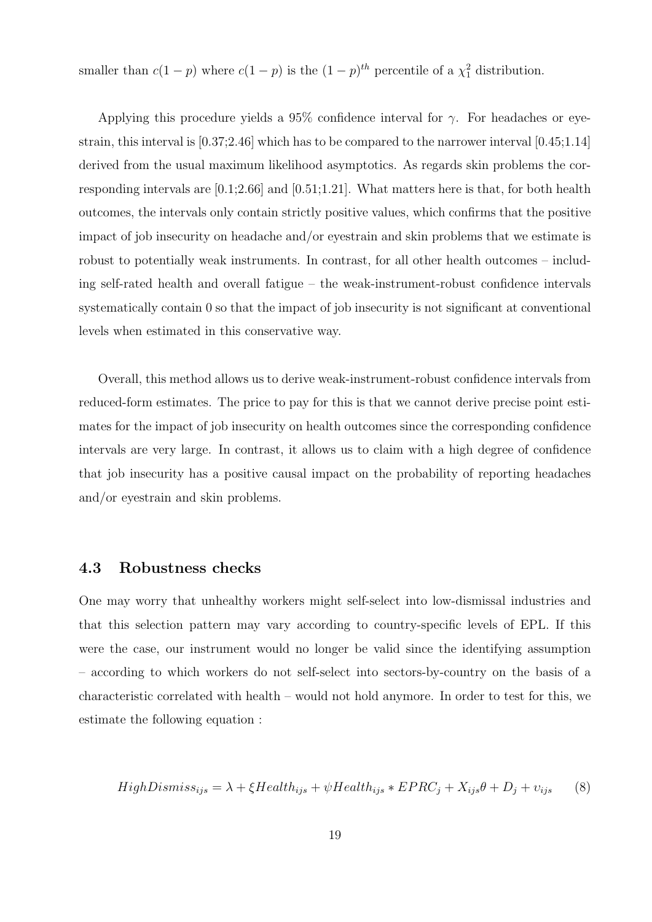smaller than $c(1-p)$ where $c(1-p)$ is the $(1-p)^{th}$ percentile of a $\chi^2_1$ distribution.

Applying this procedure yields a 95% confidence interval for $\gamma$. For headaches or eyestrain, this interval is [0.37;2.46] which has to be compared to the narrower interval [0.45;1.14] derived from the usual maximum likelihood asymptotics. As regards skin problems the corresponding intervals are [0.1;2.66] and [0.51;1.21]. What matters here is that, for both health outcomes, the intervals only contain strictly positive values, which confirms that the positive impact of job insecurity on headache and/or eyestrain and skin problems that we estimate is robust to potentially weak instruments. In contrast, for all other health outcomes – including self-rated health and overall fatigue – the weak-instrument-robust confidence intervals systematically contain 0 so that the impact of job insecurity is not significant at conventional levels when estimated in this conservative way.

Overall, this method allows us to derive weak-instrument-robust confidence intervals from reduced-form estimates. The price to pay for this is that we cannot derive precise point estimates for the impact of job insecurity on health outcomes since the corresponding confidence intervals are very large. In contrast, it allows us to claim with a high degree of confidence that job insecurity has a positive causal impact on the probability of reporting headaches and/or eyestrain and skin problems.

### 4.3 Robustness checks

One may worry that unhealthy workers might self-select into low-dismissal industries and that this selection pattern may vary according to country-specific levels of EPL. If this were the case, our instrument would no longer be valid since the identifying assumption – according to which workers do not self-select into sectors-by-country on the basis of a characteristic correlated with health – would not hold anymore. In order to test for this, we estimate the following equation :

$$HighDismiss_{ijs} = \lambda + \xi Health_{ijs} + \psi Health_{ijs} * EPRC_j + X_{ijs}\theta + D_j + \upsilon_{ijs} \qquad (8)$$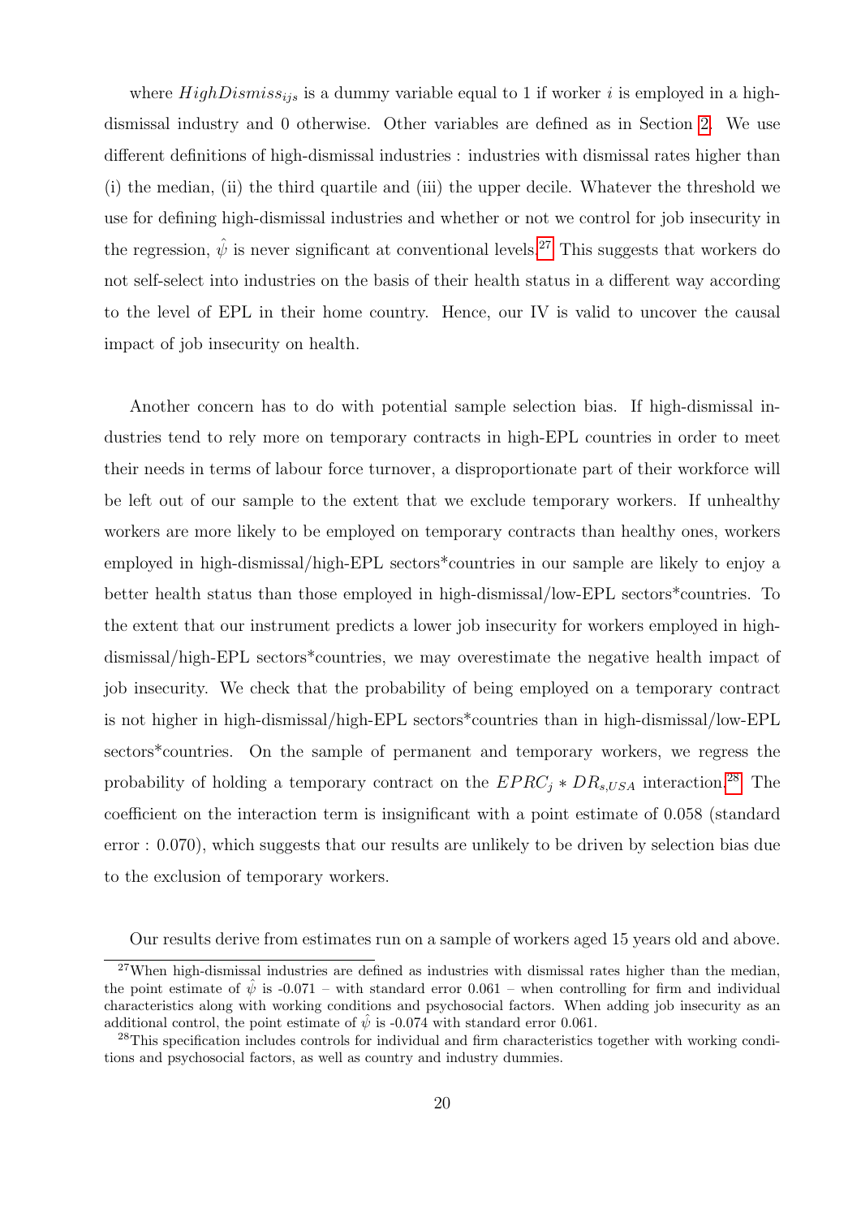where $HighDismiss_{ijs}$ is a dummy variable equal to 1 if worker $i$ is employed in a high-dismissal industry and 0 otherwise. Other variables are defined as in Section 2. We use different definitions of high-dismissal industries : industries with dismissal rates higher than (i) the median, (ii) the third quartile and (iii) the upper decile. Whatever the threshold we use for defining high-dismissal industries and whether or not we control for job insecurity in the regression, $\hat{\psi}$ is never significant at conventional levels.[27] This suggests that workers do not self-select into industries on the basis of their health status in a different way according to the level of EPL in their home country. Hence, our IV is valid to uncover the causal impact of job insecurity on health.

Another concern has to do with potential sample selection bias. If high-dismissal industries tend to rely more on temporary contracts in high-EPL countries in order to meet their needs in terms of labour force turnover, a disproportionate part of their workforce will be left out of our sample to the extent that we exclude temporary workers. If unhealthy workers are more likely to be employed on temporary contracts than healthy ones, workers employed in high-dismissal/high-EPL sectors*countries in our sample are likely to enjoy a better health status than those employed in high-dismissal/low-EPL sectors*countries. To the extent that our instrument predicts a lower job insecurity for workers employed in high-dismissal/high-EPL sectors*countries, we may overestimate the negative health impact of job insecurity. We check that the probability of being employed on a temporary contract is not higher in high-dismissal/high-EPL sectors*countries than in high-dismissal/low-EPL sectors*countries. On the sample of permanent and temporary workers, we regress the probability of holding a temporary contract on the $EPRC_j * DR_{s,USA}$ interaction.[28] The coefficient on the interaction term is insignificant with a point estimate of 0.058 (standard error : 0.070), which suggests that our results are unlikely to be driven by selection bias due to the exclusion of temporary workers.

Our results derive from estimates run on a sample of workers aged 15 years old and above.

[27] When high-dismissal industries are defined as industries with dismissal rates higher than the median, the point estimate of $\hat{\psi}$ is -0.071 – with standard error 0.061 – when controlling for firm and individual characteristics along with working conditions and psychosocial factors. When adding job insecurity as an additional control, the point estimate of $\hat{\psi}$ is -0.074 with standard error 0.061.

[28] This specification includes controls for individual and firm characteristics together with working conditions and psychosocial factors, as well as country and industry dummies.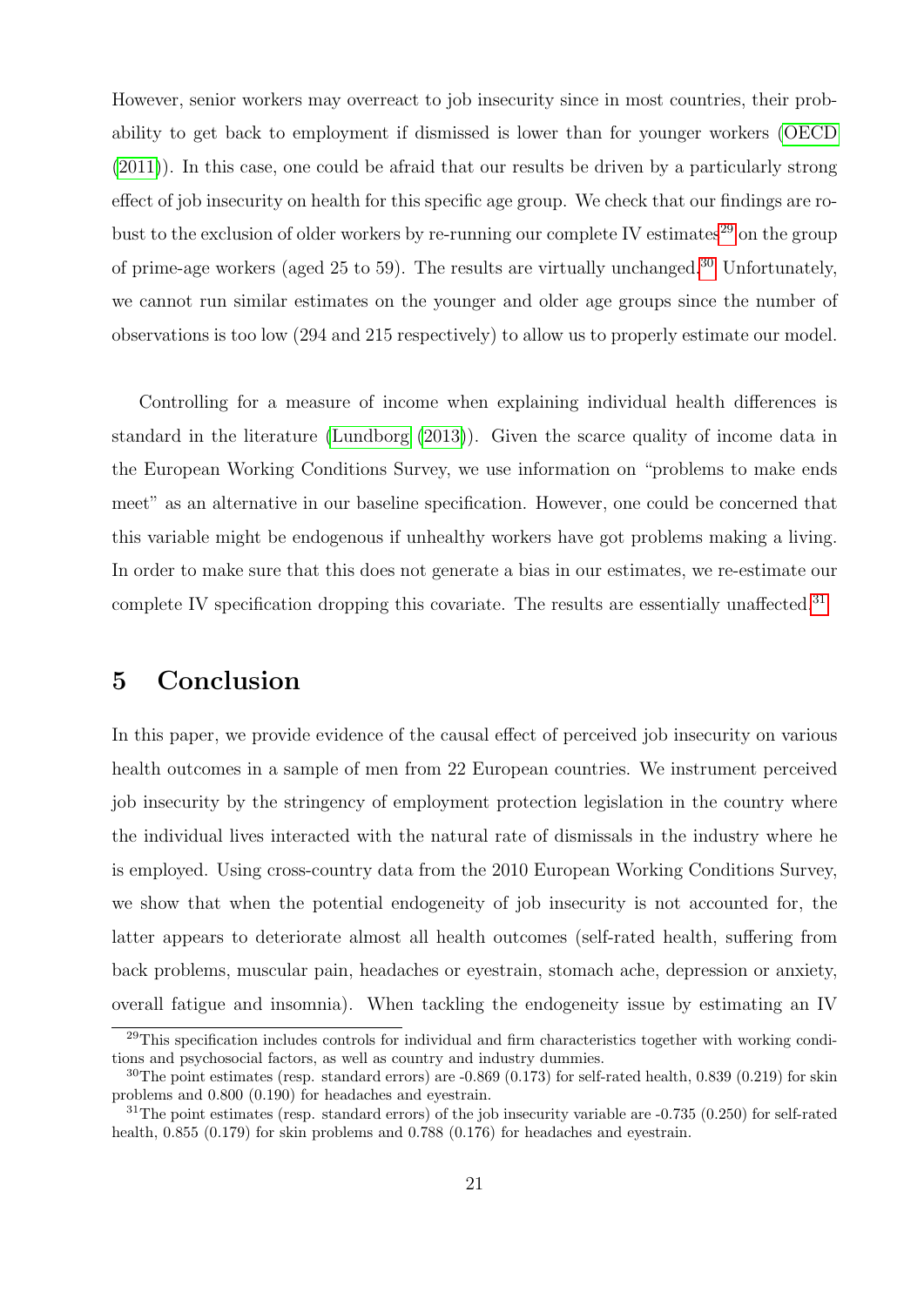However, senior workers may overreact to job insecurity since in most countries, their probability to get back to employment if dismissed is lower than for younger workers (OECD (2011)). In this case, one could be afraid that our results be driven by a particularly strong effect of job insecurity on health for this specific age group. We check that our findings are robust to the exclusion of older workers by re-running our complete IV estimates[29] on the group of prime-age workers (aged 25 to 59). The results are virtually unchanged.[30] Unfortunately, we cannot run similar estimates on the younger and older age groups since the number of observations is too low (294 and 215 respectively) to allow us to properly estimate our model.

Controlling for a measure of income when explaining individual health differences is standard in the literature (Lundborg (2013)). Given the scarce quality of income data in the European Working Conditions Survey, we use information on "problems to make ends meet" as an alternative in our baseline specification. However, one could be concerned that this variable might be endogenous if unhealthy workers have got problems making a living. In order to make sure that this does not generate a bias in our estimates, we re-estimate our complete IV specification dropping this covariate. The results are essentially unaffected.[31]

## 5 Conclusion

In this paper, we provide evidence of the causal effect of perceived job insecurity on various health outcomes in a sample of men from 22 European countries. We instrument perceived job insecurity by the stringency of employment protection legislation in the country where the individual lives interacted with the natural rate of dismissals in the industry where he is employed. Using cross-country data from the 2010 European Working Conditions Survey, we show that when the potential endogeneity of job insecurity is not accounted for, the latter appears to deteriorate almost all health outcomes (self-rated health, suffering from back problems, muscular pain, headaches or eyestrain, stomach ache, depression or anxiety, overall fatigue and insomnia). When tackling the endogeneity issue by estimating an IV

[29] This specification includes controls for individual and firm characteristics together with working conditions and psychosocial factors, as well as country and industry dummies.

[30] The point estimates (resp. standard errors) are -0.869 (0.173) for self-rated health, 0.839 (0.219) for skin problems and 0.800 (0.190) for headaches and eyestrain.

[31] The point estimates (resp. standard errors) of the job insecurity variable are -0.735 (0.250) for self-rated health, 0.855 (0.179) for skin problems and 0.788 (0.176) for headaches and eyestrain.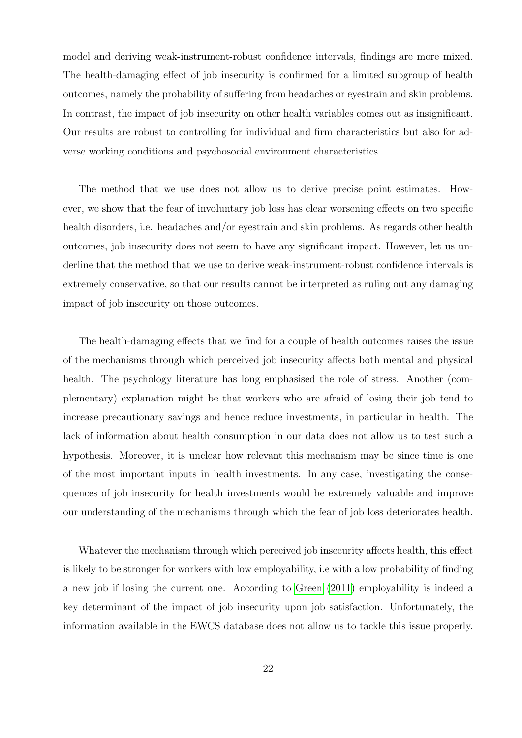model and deriving weak-instrument-robust confidence intervals, findings are more mixed. The health-damaging effect of job insecurity is confirmed for a limited subgroup of health outcomes, namely the probability of suffering from headaches or eyestrain and skin problems. In contrast, the impact of job insecurity on other health variables comes out as insignificant. Our results are robust to controlling for individual and firm characteristics but also for adverse working conditions and psychosocial environment characteristics.

The method that we use does not allow us to derive precise point estimates. However, we show that the fear of involuntary job loss has clear worsening effects on two specific health disorders, i.e. headaches and/or eyestrain and skin problems. As regards other health outcomes, job insecurity does not seem to have any significant impact. However, let us underline that the method that we use to derive weak-instrument-robust confidence intervals is extremely conservative, so that our results cannot be interpreted as ruling out any damaging impact of job insecurity on those outcomes.

The health-damaging effects that we find for a couple of health outcomes raises the issue of the mechanisms through which perceived job insecurity affects both mental and physical health. The psychology literature has long emphasised the role of stress. Another (complementary) explanation might be that workers who are afraid of losing their job tend to increase precautionary savings and hence reduce investments, in particular in health. The lack of information about health consumption in our data does not allow us to test such a hypothesis. Moreover, it is unclear how relevant this mechanism may be since time is one of the most important inputs in health investments. In any case, investigating the consequences of job insecurity for health investments would be extremely valuable and improve our understanding of the mechanisms through which the fear of job loss deteriorates health.

Whatever the mechanism through which perceived job insecurity affects health, this effect is likely to be stronger for workers with low employability, i.e with a low probability of finding a new job if losing the current one. According to Green (2011) employability is indeed a key determinant of the impact of job insecurity upon job satisfaction. Unfortunately, the information available in the EWCS database does not allow us to tackle this issue properly.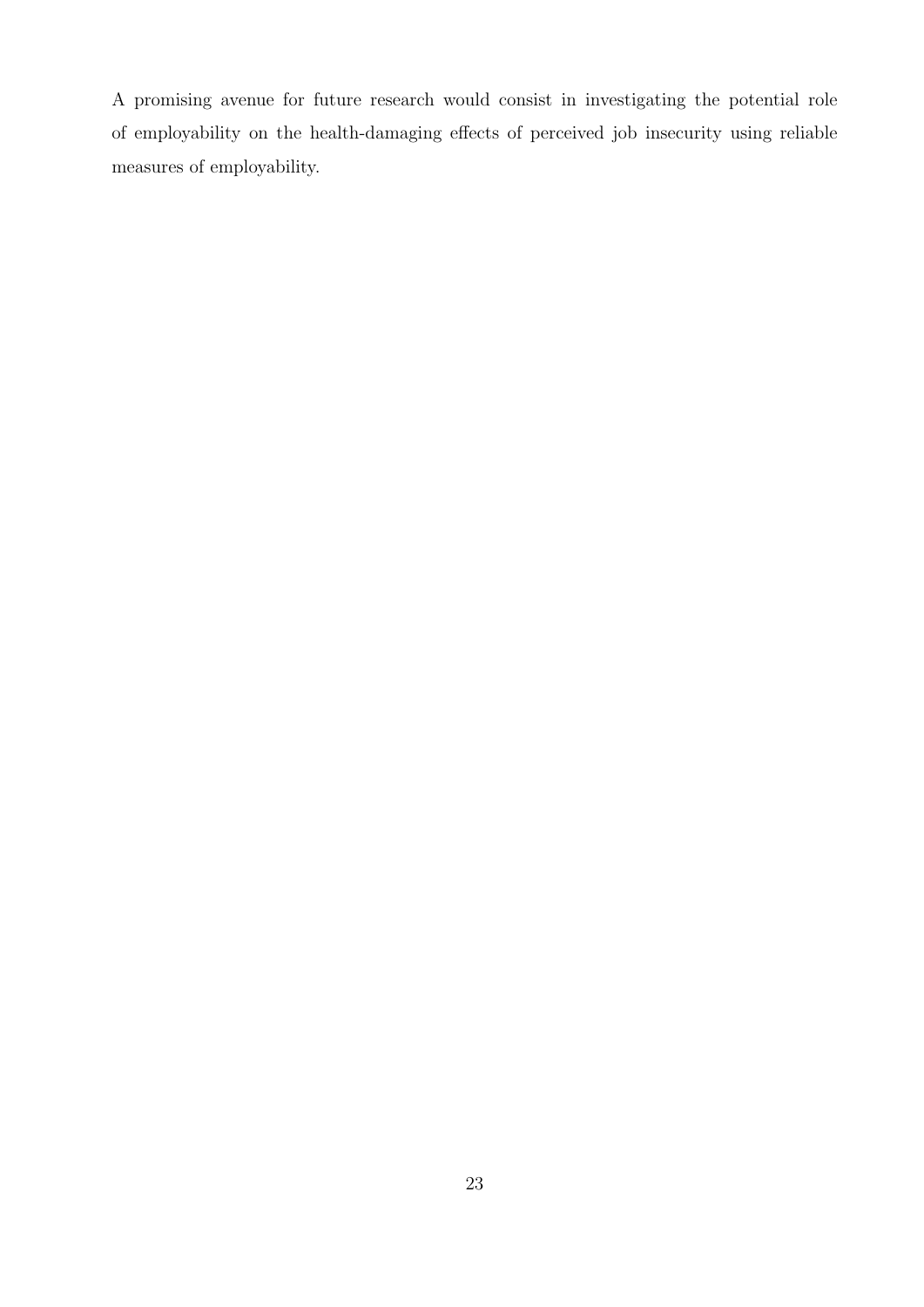A promising avenue for future research would consist in investigating the potential role of employability on the health-damaging effects of perceived job insecurity using reliable measures of employability.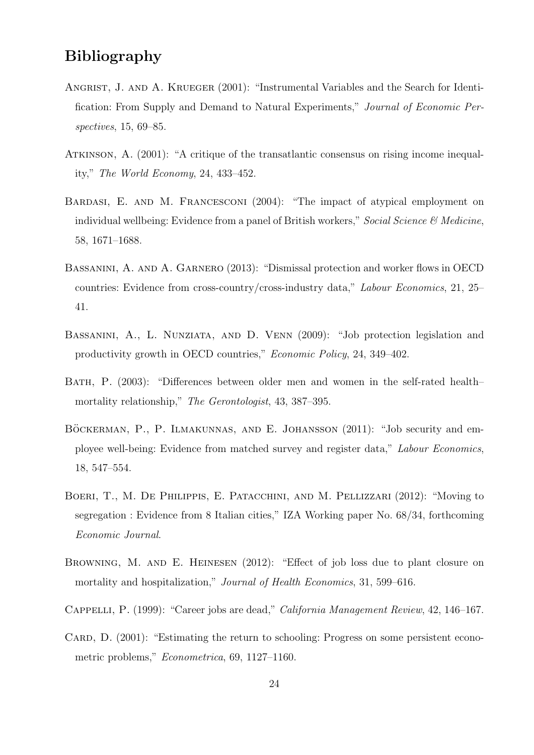# Bibliography

Angrist, J. and A. Krueger (2001): "Instrumental Variables and the Search for Identification: From Supply and Demand to Natural Experiments," *Journal of Economic Perspectives*, 15, 69–85.

Atkinson, A. (2001): "A critique of the transatlantic consensus on rising income inequality," *The World Economy*, 24, 433–452.

Bardasi, E. and M. Francesconi (2004): "The impact of atypical employment on individual wellbeing: Evidence from a panel of British workers," *Social Science & Medicine*, 58, 1671–1688.

Bassanini, A. and A. Garnero (2013): "Dismissal protection and worker flows in OECD countries: Evidence from cross-country/cross-industry data," *Labour Economics*, 21, 25–41.

Bassanini, A., L. Nunziata, and D. Venn (2009): "Job protection legislation and productivity growth in OECD countries," *Economic Policy*, 24, 349–402.

Bath, P. (2003): "Differences between older men and women in the self-rated health–mortality relationship," *The Gerontologist*, 43, 387–395.

Böckerman, P., P. Ilmakunnas, and E. Johansson (2011): "Job security and employee well-being: Evidence from matched survey and register data," *Labour Economics*, 18, 547–554.

Boeri, T., M. De Philippis, E. Patacchini, and M. Pellizzari (2012): "Moving to segregation : Evidence from 8 Italian cities," IZA Working paper No. 68/34, forthcoming *Economic Journal*.

Browning, M. and E. Heinesen (2012): "Effect of job loss due to plant closure on mortality and hospitalization," *Journal of Health Economics*, 31, 599–616.

Cappelli, P. (1999): "Career jobs are dead," *California Management Review*, 42, 146–167.

Card, D. (2001): "Estimating the return to schooling: Progress on some persistent econometric problems," *Econometrica*, 69, 1127–1160.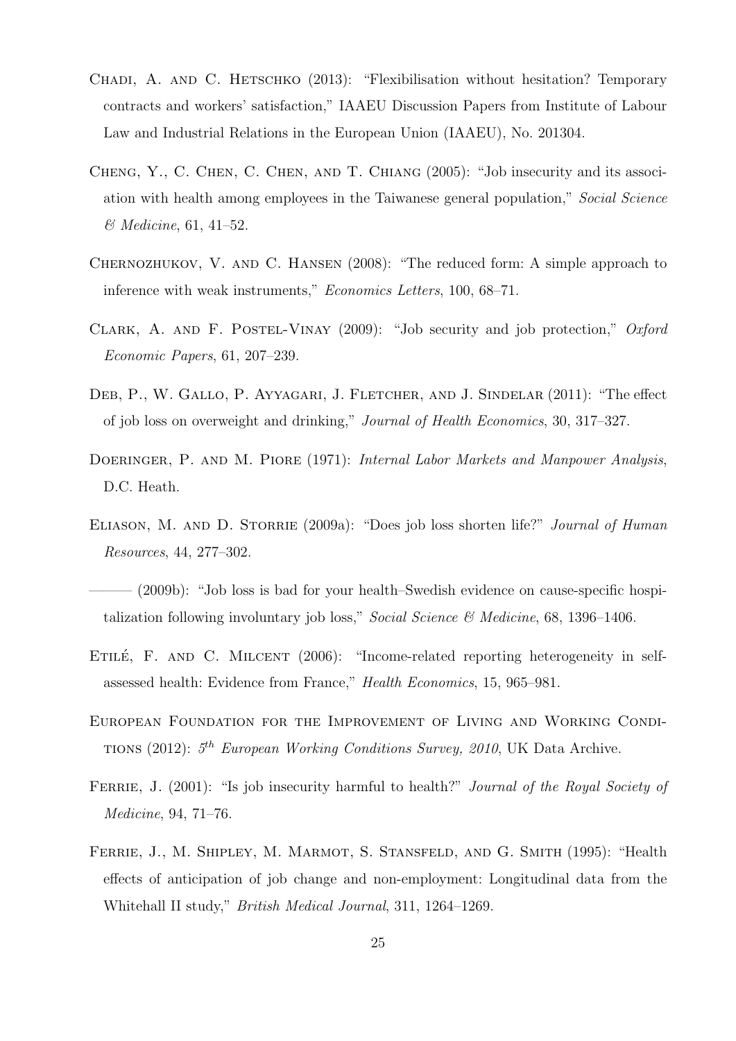Chadi, A. and C. Hetschko (2013): "Flexibilisation without hesitation? Temporary contracts and workers' satisfaction," IAAEU Discussion Papers from Institute of Labour Law and Industrial Relations in the European Union (IAAEU), No. 201304.

Cheng, Y., C. Chen, C. Chen, and T. Chiang (2005): "Job insecurity and its association with health among employees in the Taiwanese general population," *Social Science & Medicine*, 61, 41–52.

Chernozhukov, V. and C. Hansen (2008): "The reduced form: A simple approach to inference with weak instruments," *Economics Letters*, 100, 68–71.

Clark, A. and F. Postel-Vinay (2009): "Job security and job protection," *Oxford Economic Papers*, 61, 207–239.

Deb, P., W. Gallo, P. Ayyagari, J. Fletcher, and J. Sindelar (2011): "The effect of job loss on overweight and drinking," *Journal of Health Economics*, 30, 317–327.

Doeringer, P. and M. Piore (1971): *Internal Labor Markets and Manpower Analysis*, D.C. Heath.

Eliason, M. and D. Storrie (2009a): "Does job loss shorten life?" *Journal of Human Resources*, 44, 277–302.

——— (2009b): "Job loss is bad for your health–Swedish evidence on cause-specific hospitalization following involuntary job loss," *Social Science & Medicine*, 68, 1396–1406.

Etilé, F. and C. Milcent (2006): "Income-related reporting heterogeneity in self-assessed health: Evidence from France," *Health Economics*, 15, 965–981.

European Foundation for the Improvement of Living and Working Conditions (2012): *5th European Working Conditions Survey, 2010*, UK Data Archive.

Ferrie, J. (2001): "Is job insecurity harmful to health?" *Journal of the Royal Society of Medicine*, 94, 71–76.

Ferrie, J., M. Shipley, M. Marmot, S. Stansfeld, and G. Smith (1995): "Health effects of anticipation of job change and non-employment: Longitudinal data from the Whitehall II study," *British Medical Journal*, 311, 1264–1269.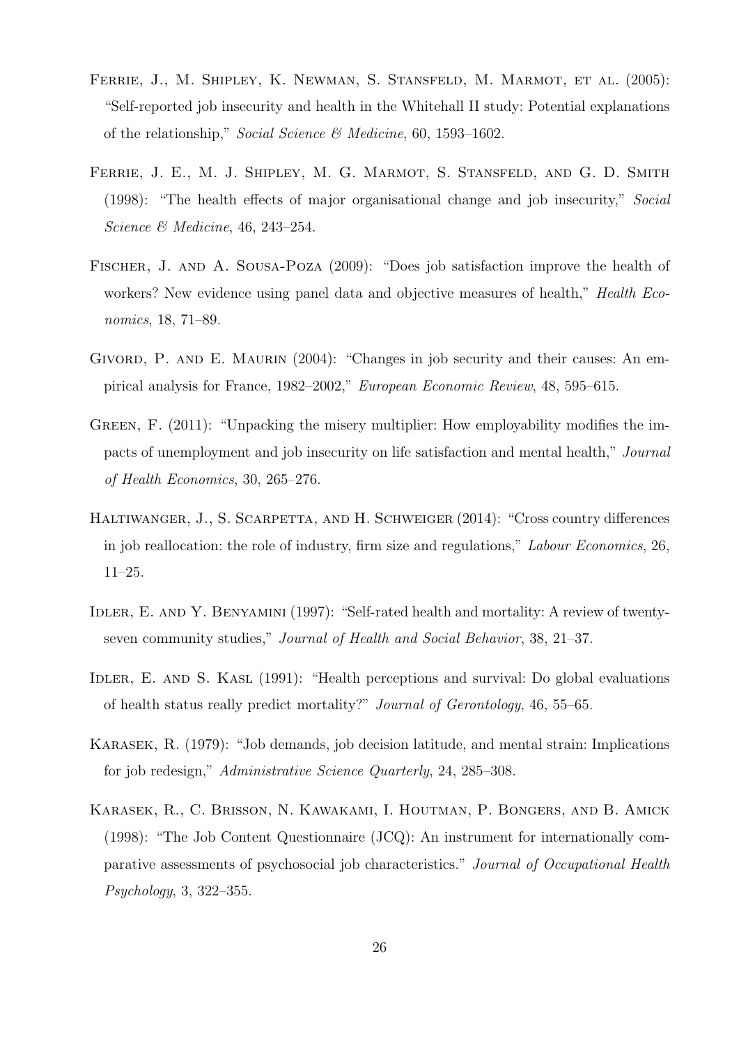Ferrie, J., M. Shipley, K. Newman, S. Stansfeld, M. Marmot, et al. (2005): "Self-reported job insecurity and health in the Whitehall II study: Potential explanations of the relationship," *Social Science & Medicine*, 60, 1593–1602.

Ferrie, J. E., M. J. Shipley, M. G. Marmot, S. Stansfeld, and G. D. Smith (1998): "The health effects of major organisational change and job insecurity," *Social Science & Medicine*, 46, 243–254.

Fischer, J. and A. Sousa-Poza (2009): "Does job satisfaction improve the health of workers? New evidence using panel data and objective measures of health," *Health Economics*, 18, 71–89.

Givord, P. and E. Maurin (2004): "Changes in job security and their causes: An empirical analysis for France, 1982–2002," *European Economic Review*, 48, 595–615.

Green, F. (2011): "Unpacking the misery multiplier: How employability modifies the impacts of unemployment and job insecurity on life satisfaction and mental health," *Journal of Health Economics*, 30, 265–276.

Haltiwanger, J., S. Scarpetta, and H. Schweiger (2014): "Cross country differences in job reallocation: the role of industry, firm size and regulations," *Labour Economics*, 26, 11–25.

Idler, E. and Y. Benyamini (1997): "Self-rated health and mortality: A review of twenty-seven community studies," *Journal of Health and Social Behavior*, 38, 21–37.

Idler, E. and S. Kasl (1991): "Health perceptions and survival: Do global evaluations of health status really predict mortality?" *Journal of Gerontology*, 46, 55–65.

Karasek, R. (1979): "Job demands, job decision latitude, and mental strain: Implications for job redesign," *Administrative Science Quarterly*, 24, 285–308.

Karasek, R., C. Brisson, N. Kawakami, I. Houtman, P. Bongers, and B. Amick (1998): "The Job Content Questionnaire (JCQ): An instrument for internationally comparative assessments of psychosocial job characteristics." *Journal of Occupational Health Psychology*, 3, 322–355.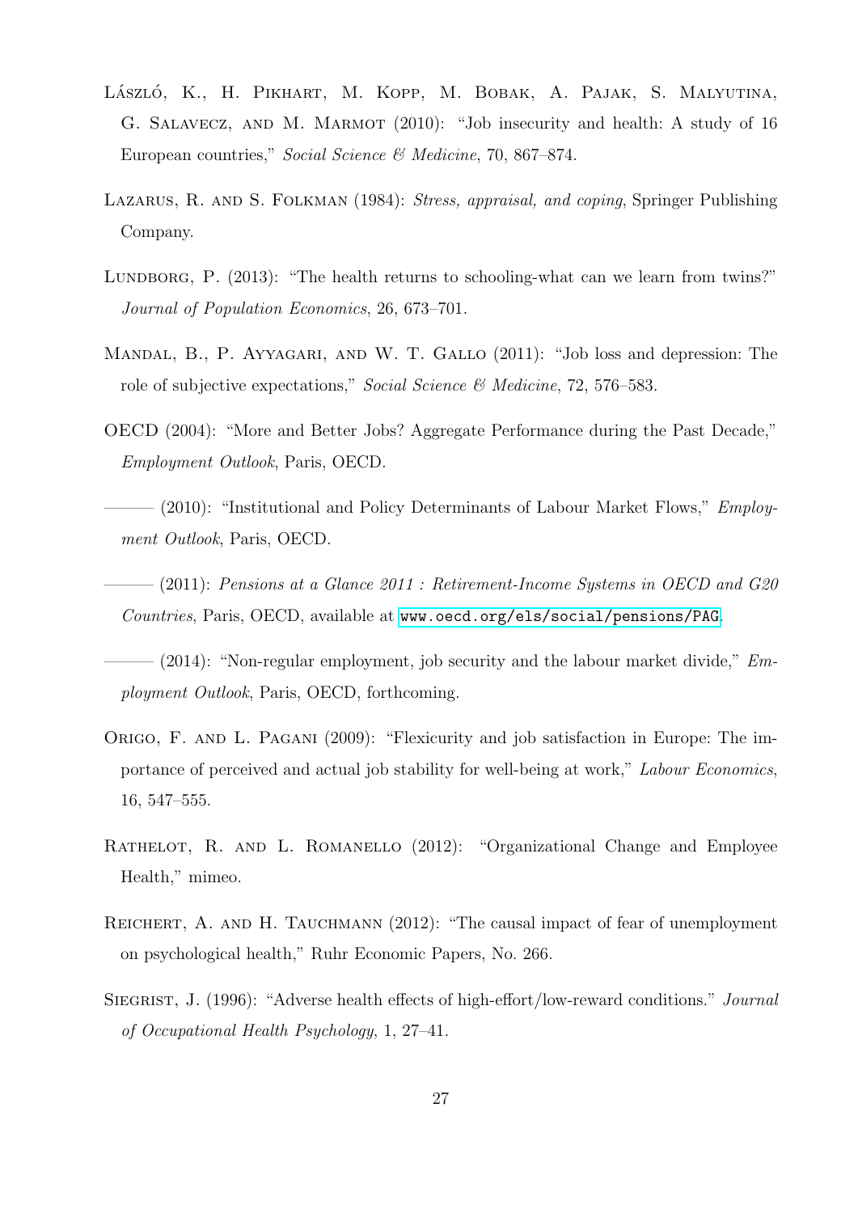László, K., H. Pikhart, M. Kopp, M. Bobak, A. Pajak, S. Malyutina, G. Salavecz, and M. Marmot (2010): "Job insecurity and health: A study of 16 European countries," *Social Science & Medicine*, 70, 867–874.

Lazarus, R. and S. Folkman (1984): *Stress, appraisal, and coping*, Springer Publishing Company.

Lundborg, P. (2013): "The health returns to schooling-what can we learn from twins?" *Journal of Population Economics*, 26, 673–701.

Mandal, B., P. Ayyagari, and W. T. Gallo (2011): "Job loss and depression: The role of subjective expectations," *Social Science & Medicine*, 72, 576–583.

OECD (2004): "More and Better Jobs? Aggregate Performance during the Past Decade," *Employment Outlook*, Paris, OECD.

——— (2010): "Institutional and Policy Determinants of Labour Market Flows," *Employment Outlook*, Paris, OECD.

——— (2011): *Pensions at a Glance 2011 : Retirement-Income Systems in OECD and G20 Countries*, Paris, OECD, available at www.oecd.org/els/social/pensions/PAG.

——— (2014): "Non-regular employment, job security and the labour market divide," *Employment Outlook*, Paris, OECD, forthcoming.

Origo, F. and L. Pagani (2009): "Flexicurity and job satisfaction in Europe: The importance of perceived and actual job stability for well-being at work," *Labour Economics*, 16, 547–555.

Rathelot, R. and L. Romanello (2012): "Organizational Change and Employee Health," mimeo.

Reichert, A. and H. Tauchmann (2012): "The causal impact of fear of unemployment on psychological health," Ruhr Economic Papers, No. 266.

Siegrist, J. (1996): "Adverse health effects of high-effort/low-reward conditions." *Journal of Occupational Health Psychology*, 1, 27–41.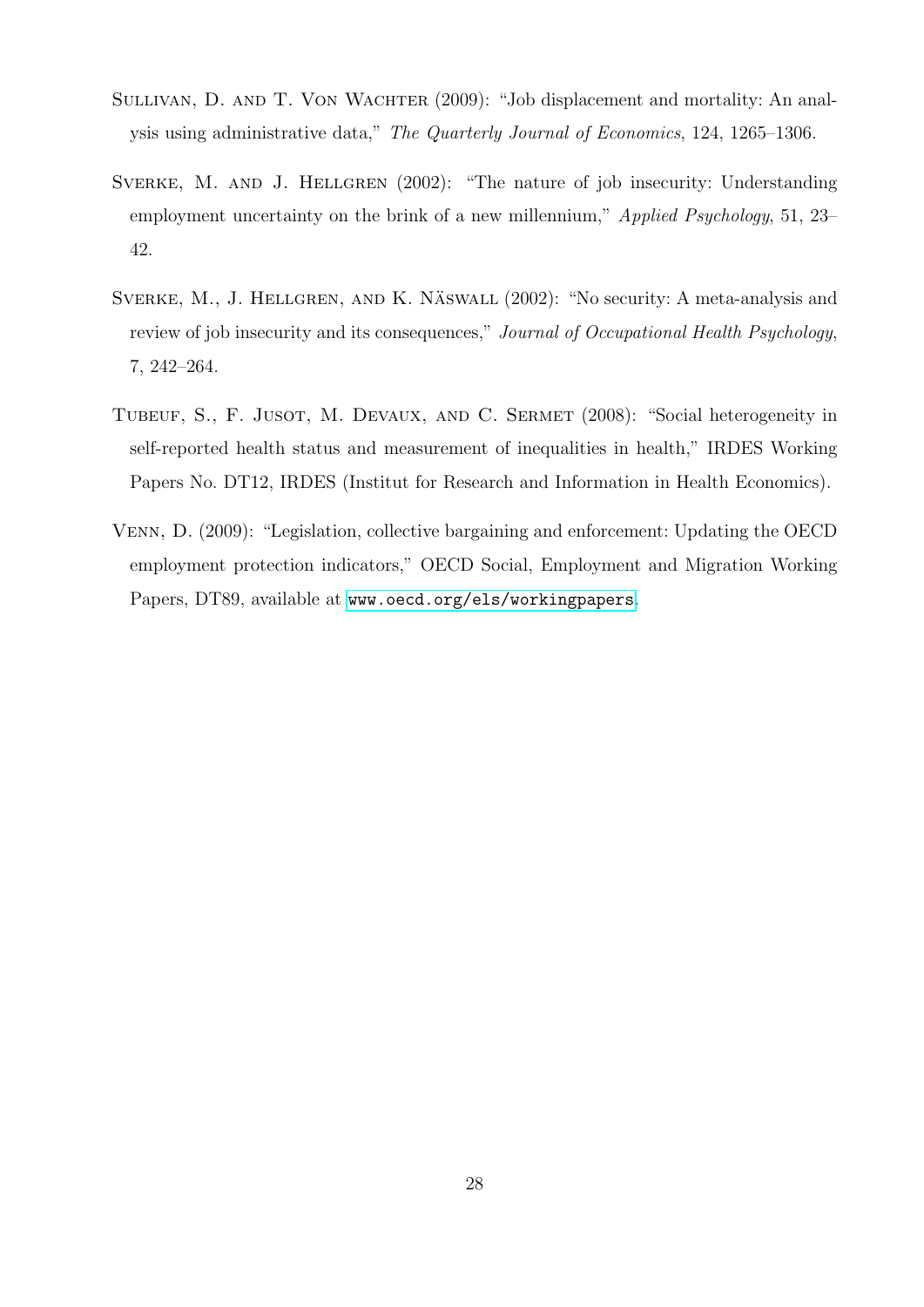Sullivan, D. and T. Von Wachter (2009): "Job displacement and mortality: An analysis using administrative data," *The Quarterly Journal of Economics*, 124, 1265–1306.

Sverke, M. and J. Hellgren (2002): "The nature of job insecurity: Understanding employment uncertainty on the brink of a new millennium," *Applied Psychology*, 51, 23–42.

Sverke, M., J. Hellgren, and K. Näswall (2002): "No security: A meta-analysis and review of job insecurity and its consequences," *Journal of Occupational Health Psychology*, 7, 242–264.

Tubeuf, S., F. Jusot, M. Devaux, and C. Sermet (2008): "Social heterogeneity in self-reported health status and measurement of inequalities in health," IRDES Working Papers No. DT12, IRDES (Institut for Research and Information in Health Economics).

Venn, D. (2009): "Legislation, collective bargaining and enforcement: Updating the OECD employment protection indicators," OECD Social, Employment and Migration Working Papers, DT89, available at www.oecd.org/els/workingpapers.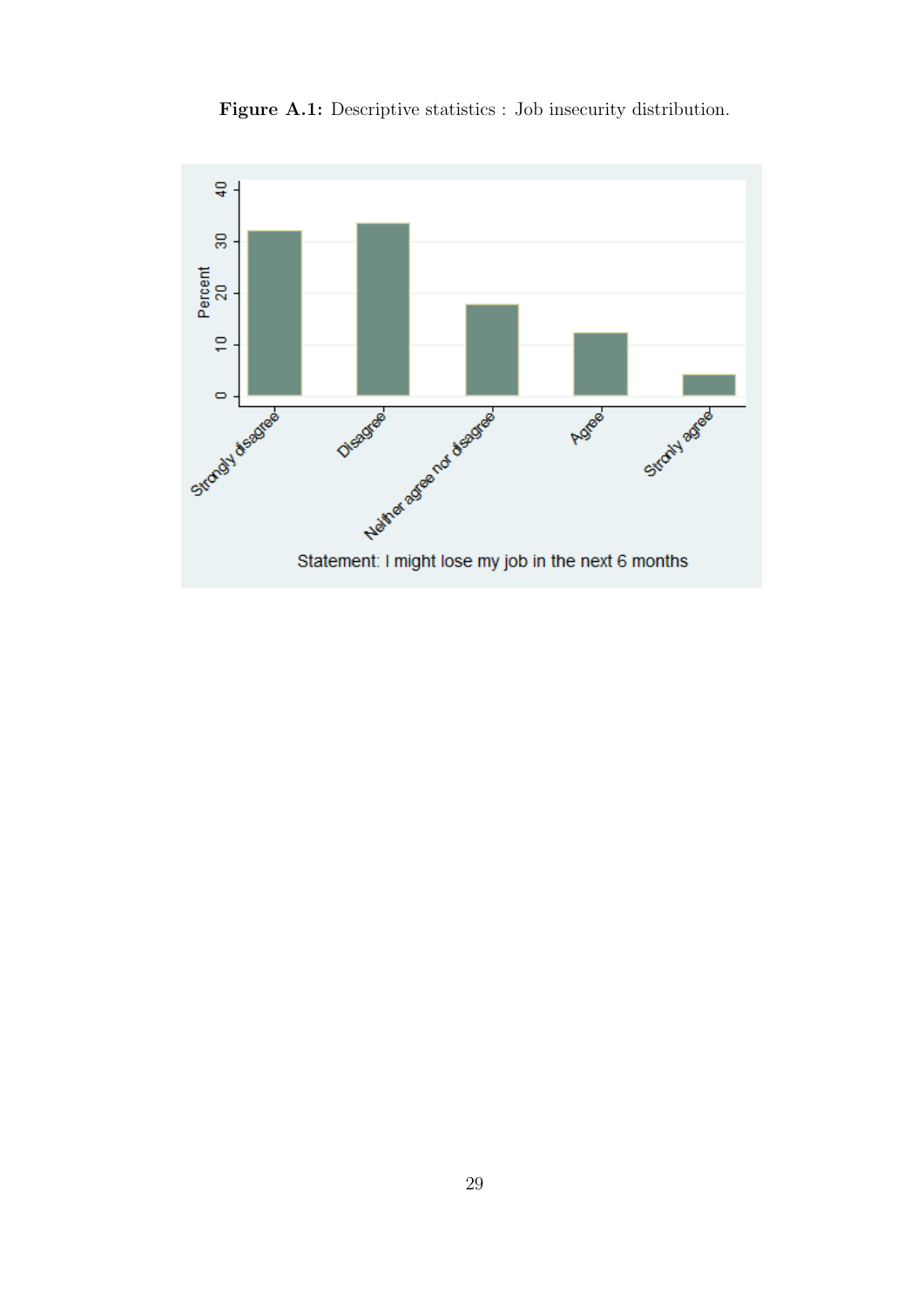**Figure A.1:** Descriptive statistics : Job insecurity distribution.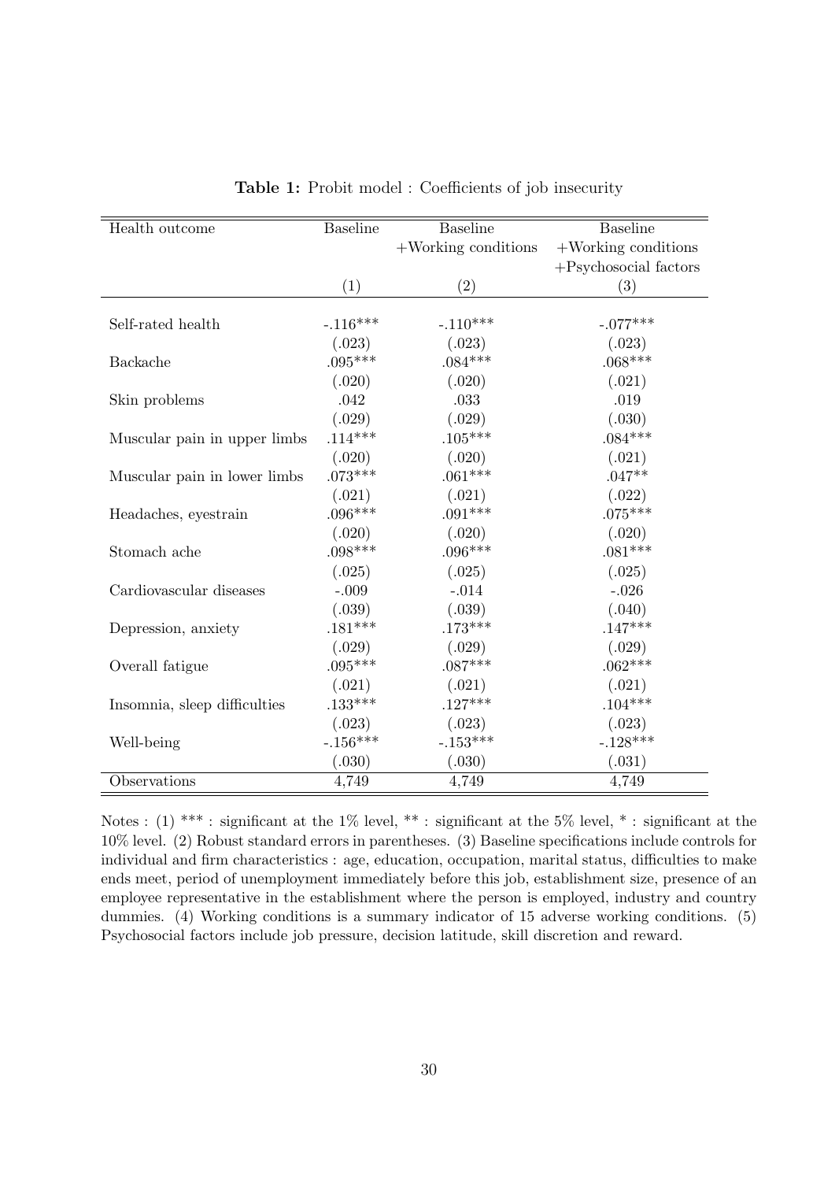**Table 1:** Probit model : Coefficients of job insecurity

| Health outcome | Baseline | Baseline +Working conditions | Baseline +Working conditions +Psychosocial factors |
|---|---|---|---|
| | (1) | (2) | (3) |
| Self-rated health | -.116*** | -.110*** | -.077*** |
| | (.023) | (.023) | (.023) |
| Backache | .095*** | .084*** | .068*** |
| | (.020) | (.020) | (.021) |
| Skin problems | .042 | .033 | .019 |
| | (.029) | (.029) | (.030) |
| Muscular pain in upper limbs | .114*** | .105*** | .084*** |
| | (.020) | (.020) | (.021) |
| Muscular pain in lower limbs | .073*** | .061*** | .047** |
| | (.021) | (.021) | (.022) |
| Headaches, eyestrain | .096*** | .091*** | .075*** |
| | (.020) | (.020) | (.020) |
| Stomach ache | .098*** | .096*** | .081*** |
| | (.025) | (.025) | (.025) |
| Cardiovascular diseases | -.009 | -.014 | -.026 |
| | (.039) | (.039) | (.040) |
| Depression, anxiety | .181*** | .173*** | .147*** |
| | (.029) | (.029) | (.029) |
| Overall fatigue | .095*** | .087*** | .062*** |
| | (.021) | (.021) | (.021) |
| Insomnia, sleep difficulties | .133*** | .127*** | .104*** |
| | (.023) | (.023) | (.023) |
| Well-being | -.156*** | -.153*** | -.128*** |
| | (.030) | (.030) | (.031) |
| Observations | 4,749 | 4,749 | 4,749 |

Notes : (1) *** : significant at the 1% level, ** : significant at the 5% level, * : significant at the 10% level. (2) Robust standard errors in parentheses. (3) Baseline specifications include controls for individual and firm characteristics : age, education, occupation, marital status, difficulties to make ends meet, period of unemployment immediately before this job, establishment size, presence of an employee representative in the establishment where the person is employed, industry and country dummies. (4) Working conditions is a summary indicator of 15 adverse working conditions. (5) Psychosocial factors include job pressure, decision latitude, skill discretion and reward.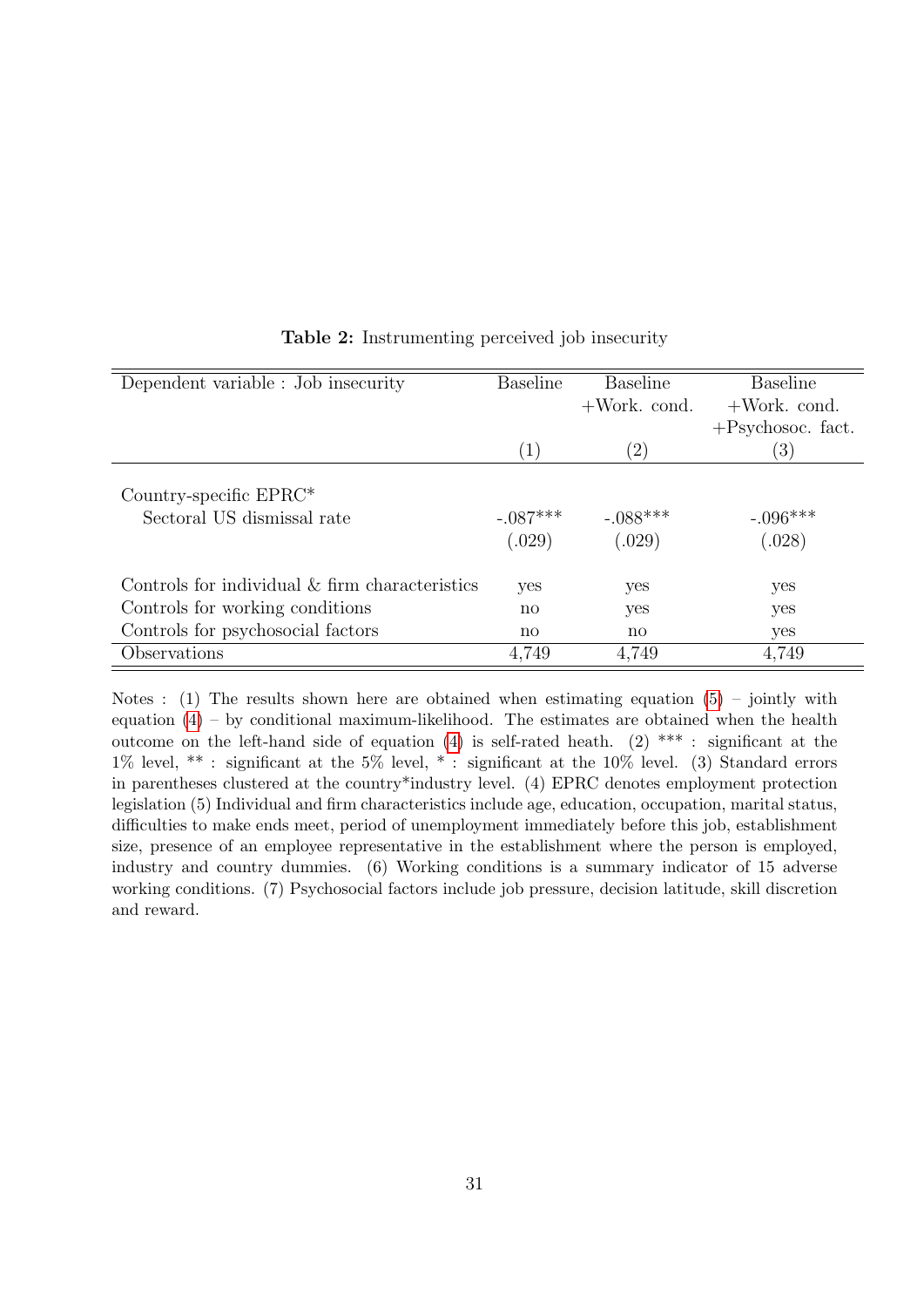**Table 2:** Instrumenting perceived job insecurity

| Dependent variable : Job insecurity | Baseline | Baseline +Work. cond. | Baseline +Work. cond. +Psychosoc. fact. |
|---|---|---|---|
| | (1) | (2) | (3) |
| Country-specific EPRC* | | | |
| Sectoral US dismissal rate | -.087*** | -.088*** | -.096*** |
| | (.029) | (.029) | (.028) |
| Controls for individual & firm characteristics | yes | yes | yes |
| Controls for working conditions | no | yes | yes |
| Controls for psychosocial factors | no | no | yes |
| Observations | 4,749 | 4,749 | 4,749 |

Notes : (1) The results shown here are obtained when estimating equation (5) – jointly with equation (4) – by conditional maximum-likelihood. The estimates are obtained when the health outcome on the left-hand side of equation (4) is self-rated heath. (2) *** : significant at the 1% level, ** : significant at the 5% level, * : significant at the 10% level. (3) Standard errors in parentheses clustered at the country*industry level. (4) EPRC denotes employment protection legislation (5) Individual and firm characteristics include age, education, occupation, marital status, difficulties to make ends meet, period of unemployment immediately before this job, establishment size, presence of an employee representative in the establishment where the person is employed, industry and country dummies. (6) Working conditions is a summary indicator of 15 adverse working conditions. (7) Psychosocial factors include job pressure, decision latitude, skill discretion and reward.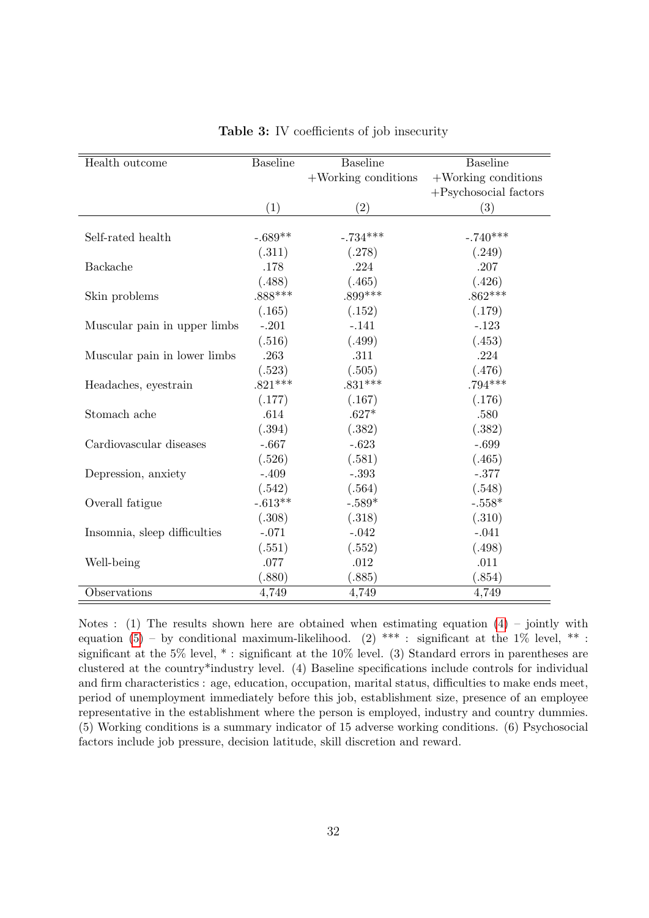**Table 3:** IV coefficients of job insecurity

| Health outcome | Baseline | Baseline +Working conditions | Baseline +Working conditions +Psychosocial factors |
|---|---|---|---|
| | (1) | (2) | (3) |
| Self-rated health | -.689** | -.734*** | -.740*** |
| | (.311) | (.278) | (.249) |
| Backache | .178 | .224 | .207 |
| | (.488) | (.465) | (.426) |
| Skin problems | .888*** | .899*** | .862*** |
| | (.165) | (.152) | (.179) |
| Muscular pain in upper limbs | -.201 | -.141 | -.123 |
| | (.516) | (.499) | (.453) |
| Muscular pain in lower limbs | .263 | .311 | .224 |
| | (.523) | (.505) | (.476) |
| Headaches, eyestrain | .821*** | .831*** | .794*** |
| | (.177) | (.167) | (.176) |
| Stomach ache | .614 | .627* | .580 |
| | (.394) | (.382) | (.382) |
| Cardiovascular diseases | -.667 | -.623 | -.699 |
| | (.526) | (.581) | (.465) |
| Depression, anxiety | -.409 | -.393 | -.377 |
| | (.542) | (.564) | (.548) |
| Overall fatigue | -.613** | -.589* | -.558* |
| | (.308) | (.318) | (.310) |
| Insomnia, sleep difficulties | -.071 | -.042 | -.041 |
| | (.551) | (.552) | (.498) |
| Well-being | .077 | .012 | .011 |
| | (.880) | (.885) | (.854) |
| Observations | 4,749 | 4,749 | 4,749 |

Notes : (1) The results shown here are obtained when estimating equation (4) – jointly with equation (5) – by conditional maximum-likelihood. (2) *** : significant at the 1% level, ** : significant at the 5% level, * : significant at the 10% level. (3) Standard errors in parentheses are clustered at the country*industry level. (4) Baseline specifications include controls for individual and firm characteristics : age, education, occupation, marital status, difficulties to make ends meet, period of unemployment immediately before this job, establishment size, presence of an employee representative in the establishment where the person is employed, industry and country dummies. (5) Working conditions is a summary indicator of 15 adverse working conditions. (6) Psychosocial factors include job pressure, decision latitude, skill discretion and reward.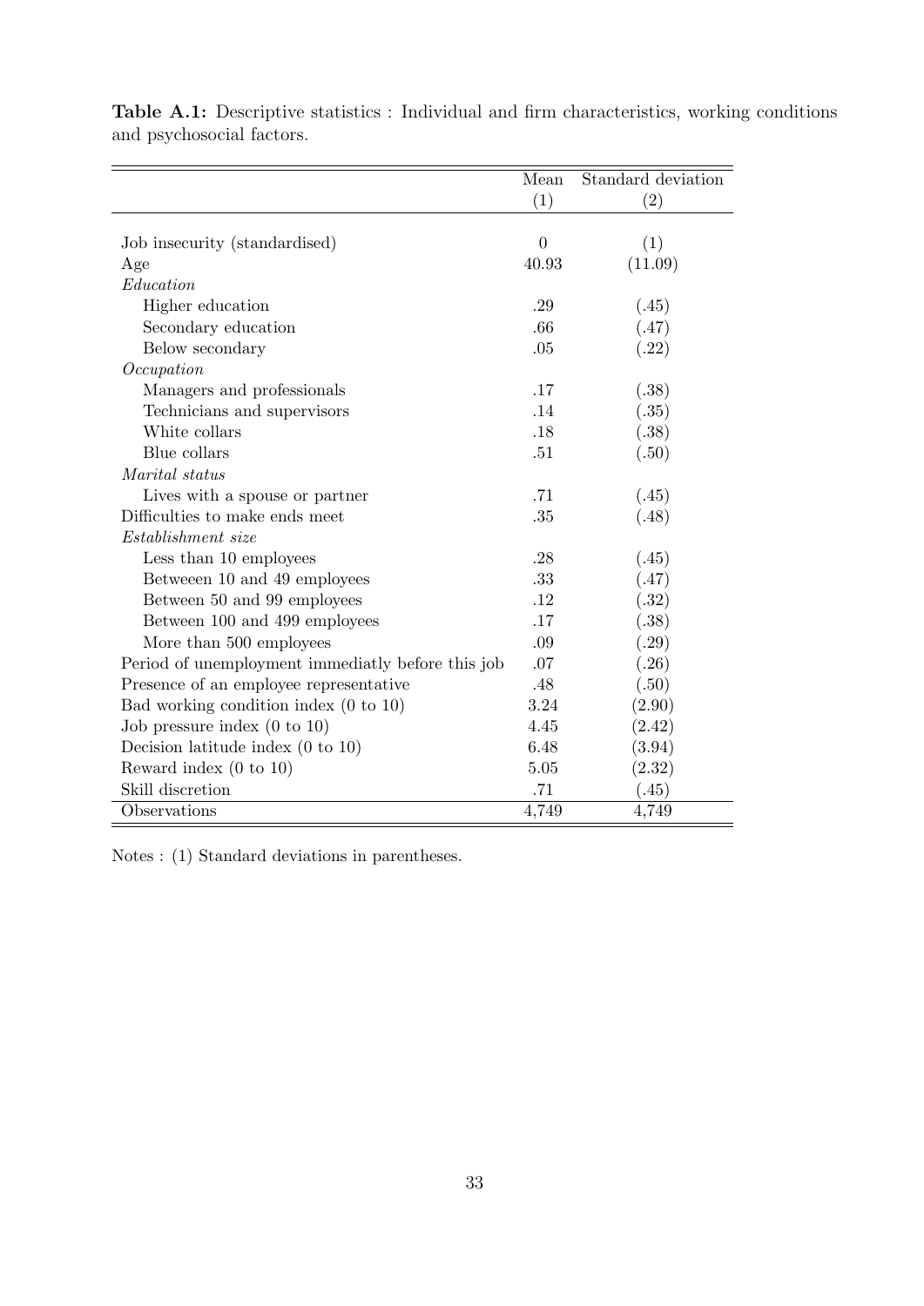**Table A.1:** Descriptive statistics : Individual and firm characteristics, working conditions and psychosocial factors.

| | Mean | Standard deviation |
|---|---|---|
| | (1) | (2) |
| Job insecurity (standardised) | 0 | (1) |
| Age | 40.93 | (11.09) |
| *Education* | | |
| Higher education | .29 | (.45) |
| Secondary education | .66 | (.47) |
| Below secondary | .05 | (.22) |
| *Occupation* | | |
| Managers and professionals | .17 | (.38) |
| Technicians and supervisors | .14 | (.35) |
| White collars | .18 | (.38) |
| Blue collars | .51 | (.50) |
| *Marital status* | | |
| Lives with a spouse or partner | .71 | (.45) |
| Difficulties to make ends meet | .35 | (.48) |
| *Establishment size* | | |
| Less than 10 employees | .28 | (.45) |
| Betweeen 10 and 49 employees | .33 | (.47) |
| Between 50 and 99 employees | .12 | (.32) |
| Between 100 and 499 employees | .17 | (.38) |
| More than 500 employees | .09 | (.29) |
| Period of unemployment immediatly before this job | .07 | (.26) |
| Presence of an employee representative | .48 | (.50) |
| Bad working condition index (0 to 10) | 3.24 | (2.90) |
| Job pressure index (0 to 10) | 4.45 | (2.42) |
| Decision latitude index (0 to 10) | 6.48 | (3.94) |
| Reward index (0 to 10) | 5.05 | (2.32) |
| Skill discretion | .71 | (.45) |
| Observations | 4,749 | 4,749 |

Notes : (1) Standard deviations in parentheses.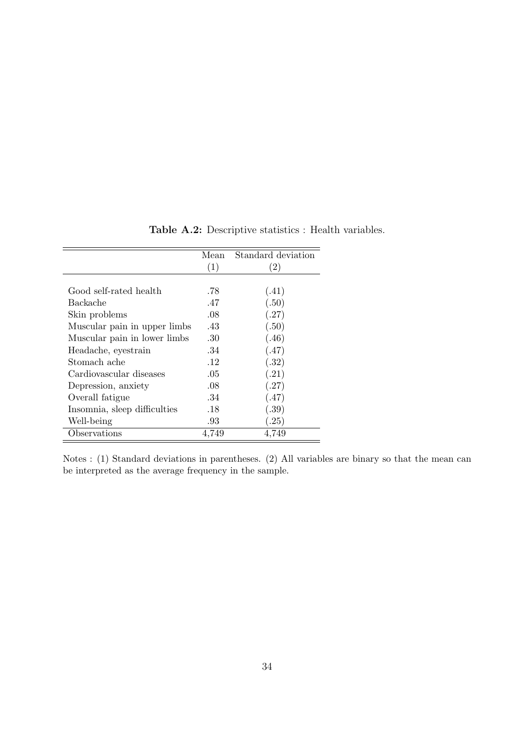**Table A.2:** Descriptive statistics : Health variables.

| | Mean | Standard deviation |
|---|---|---|
| | (1) | (2) |
| Good self-rated health | .78 | (.41) |
| Backache | .47 | (.50) |
| Skin problems | .08 | (.27) |
| Muscular pain in upper limbs | .43 | (.50) |
| Muscular pain in lower limbs | .30 | (.46) |
| Headache, eyestrain | .34 | (.47) |
| Stomach ache | .12 | (.32) |
| Cardiovascular diseases | .05 | (.21) |
| Depression, anxiety | .08 | (.27) |
| Overall fatigue | .34 | (.47) |
| Insomnia, sleep difficulties | .18 | (.39) |
| Well-being | .93 | (.25) |
| Observations | 4,749 | 4,749 |

Notes : (1) Standard deviations in parentheses. (2) All variables are binary so that the mean can be interpreted as the average frequency in the sample.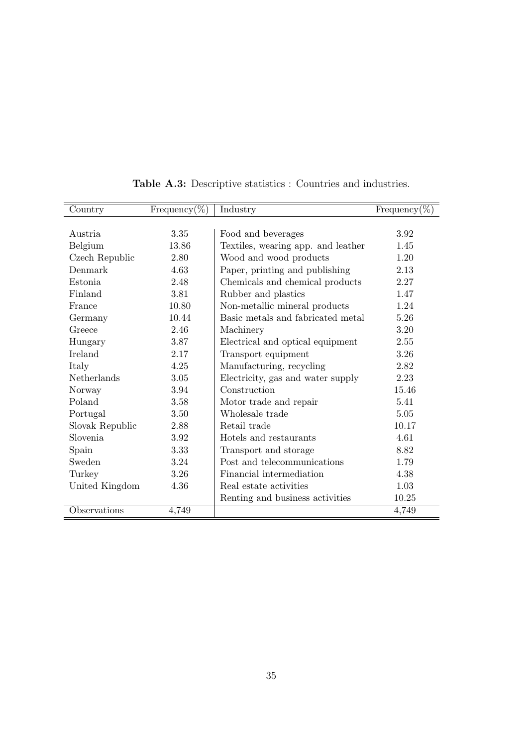**Table A.3:** Descriptive statistics : Countries and industries.

| Country | Frequency(%) | Industry | Frequency(%) |
|---|---|---|---|
| Austria | 3.35 | Food and beverages | 3.92 |
| Belgium | 13.86 | Textiles, wearing app. and leather | 1.45 |
| Czech Republic | 2.80 | Wood and wood products | 1.20 |
| Denmark | 4.63 | Paper, printing and publishing | 2.13 |
| Estonia | 2.48 | Chemicals and chemical products | 2.27 |
| Finland | 3.81 | Rubber and plastics | 1.47 |
| France | 10.80 | Non-metallic mineral products | 1.24 |
| Germany | 10.44 | Basic metals and fabricated metal | 5.26 |
| Greece | 2.46 | Machinery | 3.20 |
| Hungary | 3.87 | Electrical and optical equipment | 2.55 |
| Ireland | 2.17 | Transport equipment | 3.26 |
| Italy | 4.25 | Manufacturing, recycling | 2.82 |
| Netherlands | 3.05 | Electricity, gas and water supply | 2.23 |
| Norway | 3.94 | Construction | 15.46 |
| Poland | 3.58 | Motor trade and repair | 5.41 |
| Portugal | 3.50 | Wholesale trade | 5.05 |
| Slovak Republic | 2.88 | Retail trade | 10.17 |
| Slovenia | 3.92 | Hotels and restaurants | 4.61 |
| Spain | 3.33 | Transport and storage | 8.82 |
| Sweden | 3.24 | Post and telecommunications | 1.79 |
| Turkey | 3.26 | Financial intermediation | 4.38 |
| United Kingdom | 4.36 | Real estate activities | 1.03 |
| | | Renting and business activities | 10.25 |
| Observations | 4,749 | | 4,749 |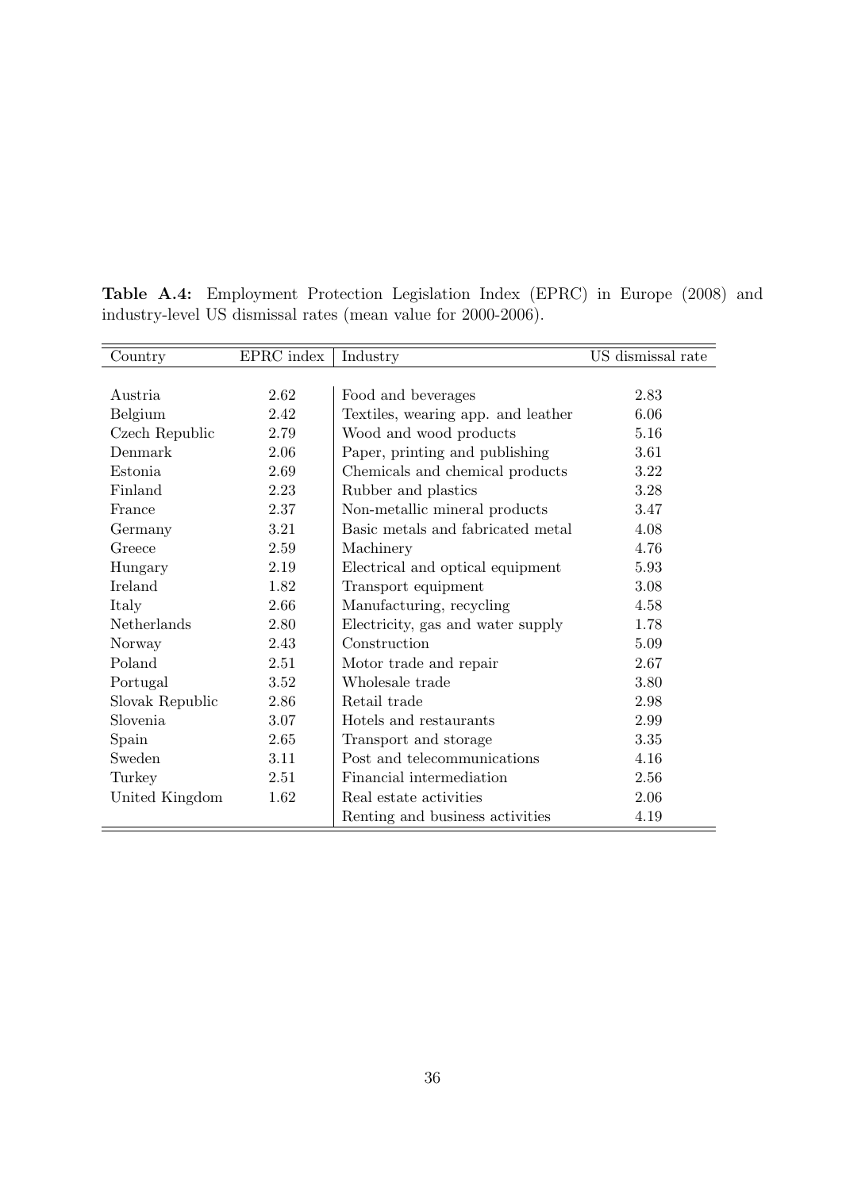**Table A.4:** Employment Protection Legislation Index (EPRC) in Europe (2008) and industry-level US dismissal rates (mean value for 2000-2006).

| Country | EPRC index | Industry | US dismissal rate |
|---|---|---|---|
| Austria | 2.62 | Food and beverages | 2.83 |
| Belgium | 2.42 | Textiles, wearing app. and leather | 6.06 |
| Czech Republic | 2.79 | Wood and wood products | 5.16 |
| Denmark | 2.06 | Paper, printing and publishing | 3.61 |
| Estonia | 2.69 | Chemicals and chemical products | 3.22 |
| Finland | 2.23 | Rubber and plastics | 3.28 |
| France | 2.37 | Non-metallic mineral products | 3.47 |
| Germany | 3.21 | Basic metals and fabricated metal | 4.08 |
| Greece | 2.59 | Machinery | 4.76 |
| Hungary | 2.19 | Electrical and optical equipment | 5.93 |
| Ireland | 1.82 | Transport equipment | 3.08 |
| Italy | 2.66 | Manufacturing, recycling | 4.58 |
| Netherlands | 2.80 | Electricity, gas and water supply | 1.78 |
| Norway | 2.43 | Construction | 5.09 |
| Poland | 2.51 | Motor trade and repair | 2.67 |
| Portugal | 3.52 | Wholesale trade | 3.80 |
| Slovak Republic | 2.86 | Retail trade | 2.98 |
| Slovenia | 3.07 | Hotels and restaurants | 2.99 |
| Spain | 2.65 | Transport and storage | 3.35 |
| Sweden | 3.11 | Post and telecommunications | 4.16 |
| Turkey | 2.51 | Financial intermediation | 2.56 |
| United Kingdom | 1.62 | Real estate activities | 2.06 |
| | | Renting and business activities | 4.19 |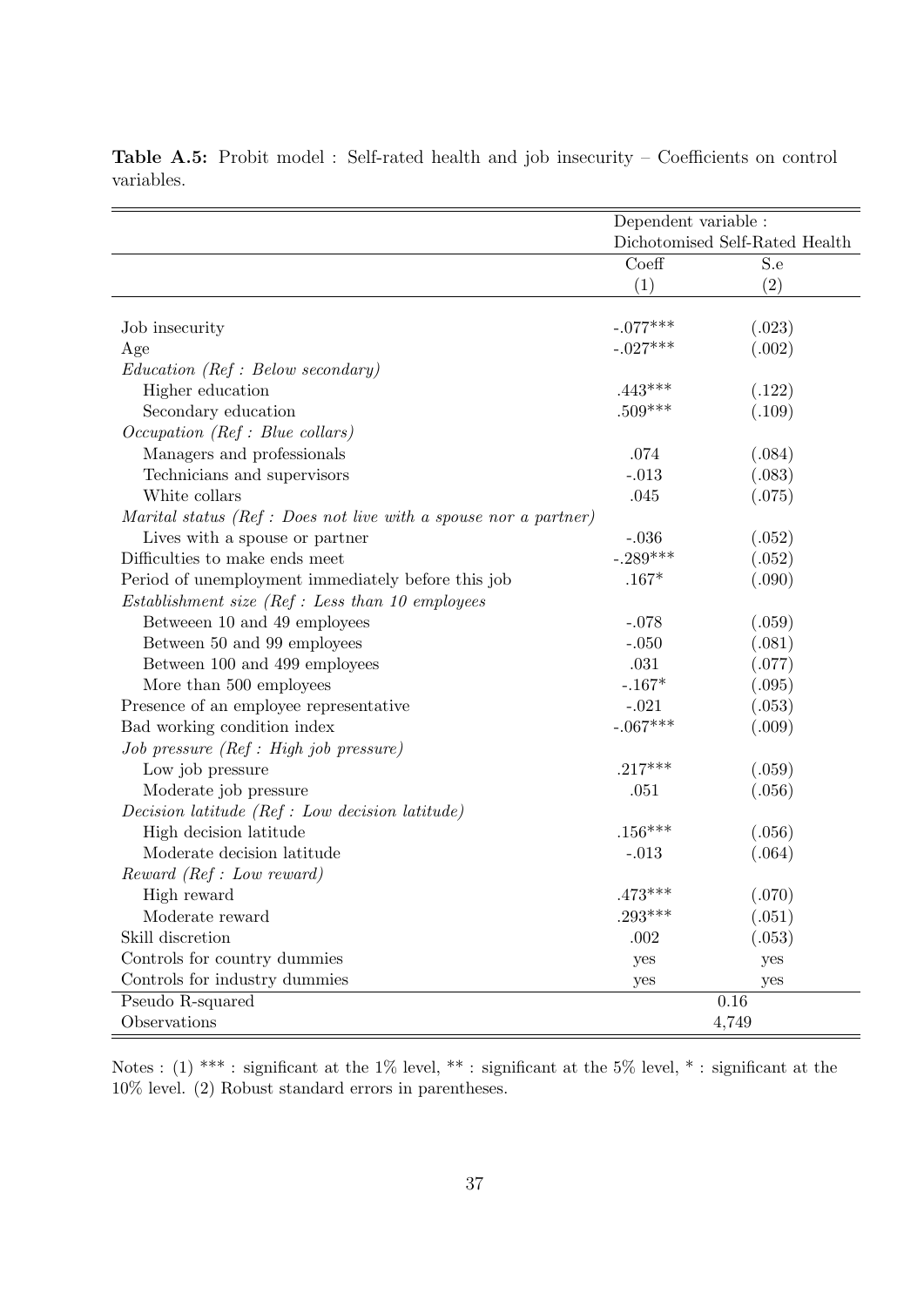**Table A.5:** Probit model : Self-rated health and job insecurity – Coefficients on control variables.

| | Dependent variable : Dichotomised Self-Rated Health | |
|---|---|---|
| | Coeff | S.e |
| | (1) | (2) |
| Job insecurity | -.077*** | (.023) |
| Age | -.027*** | (.002) |
| *Education (Ref : Below secondary)* | | |
| Higher education | .443*** | (.122) |
| Secondary education | .509*** | (.109) |
| *Occupation (Ref : Blue collars)* | | |
| Managers and professionals | .074 | (.084) |
| Technicians and supervisors | -.013 | (.083) |
| White collars | .045 | (.075) |
| *Marital status (Ref : Does not live with a spouse nor a partner)* | | |
| Lives with a spouse or partner | -.036 | (.052) |
| Difficulties to make ends meet | -.289*** | (.052) |
| Period of unemployment immediately before this job | .167* | (.090) |
| *Establishment size (Ref : Less than 10 employees* | | |
| Betweeen 10 and 49 employees | -.078 | (.059) |
| Between 50 and 99 employees | -.050 | (.081) |
| Between 100 and 499 employees | .031 | (.077) |
| More than 500 employees | -.167* | (.095) |
| Presence of an employee representative | -.021 | (.053) |
| Bad working condition index | -.067*** | (.009) |
| *Job pressure (Ref : High job pressure)* | | |
| Low job pressure | .217*** | (.059) |
| Moderate job pressure | .051 | (.056) |
| *Decision latitude (Ref : Low decision latitude)* | | |
| High decision latitude | .156*** | (.056) |
| Moderate decision latitude | -.013 | (.064) |
| *Reward (Ref : Low reward)* | | |
| High reward | .473*** | (.070) |
| Moderate reward | .293*** | (.051) |
| Skill discretion | .002 | (.053) |
| Controls for country dummies | yes | yes |
| Controls for industry dummies | yes | yes |
| Pseudo R-squared | 0.16 | |
| Observations | 4,749 | |

Notes : (1) *** : significant at the 1% level, ** : significant at the 5% level, * : significant at the 10% level. (2) Robust standard errors in parentheses.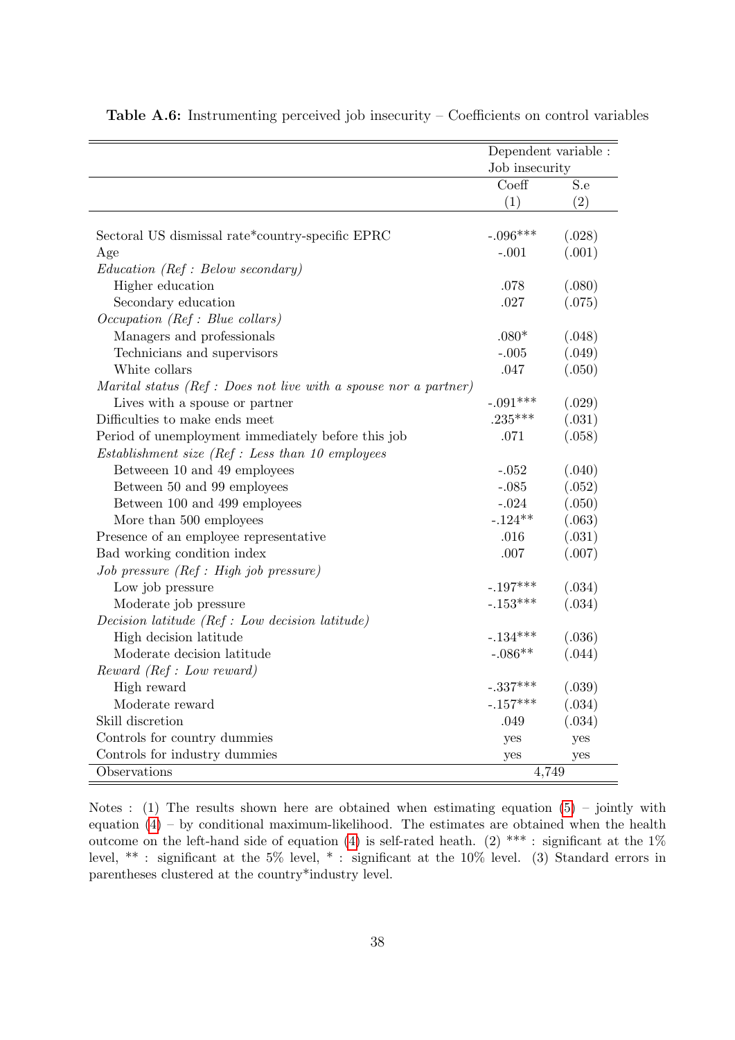**Table A.6:** Instrumenting perceived job insecurity – Coefficients on control variables

| | Dependent variable : Job insecurity | |
|---|---|---|
| | Coeff | S.e |
| | (1) | (2) |
| Sectoral US dismissal rate*country-specific EPRC | -.096*** | (.028) |
| Age | -.001 | (.001) |
| *Education (Ref : Below secondary)* | | |
| Higher education | .078 | (.080) |
| Secondary education | .027 | (.075) |
| *Occupation (Ref : Blue collars)* | | |
| Managers and professionals | .080* | (.048) |
| Technicians and supervisors | -.005 | (.049) |
| White collars | .047 | (.050) |
| *Marital status (Ref : Does not live with a spouse nor a partner)* | | |
| Lives with a spouse or partner | -.091*** | (.029) |
| Difficulties to make ends meet | .235*** | (.031) |
| Period of unemployment immediately before this job | .071 | (.058) |
| *Establishment size (Ref : Less than 10 employees* | | |
| Betweeen 10 and 49 employees | -.052 | (.040) |
| Between 50 and 99 employees | -.085 | (.052) |
| Between 100 and 499 employees | -.024 | (.050) |
| More than 500 employees | -.124** | (.063) |
| Presence of an employee representative | .016 | (.031) |
| Bad working condition index | .007 | (.007) |
| *Job pressure (Ref : High job pressure)* | | |
| Low job pressure | -.197*** | (.034) |
| Moderate job pressure | -.153*** | (.034) |
| *Decision latitude (Ref : Low decision latitude)* | | |
| High decision latitude | -.134*** | (.036) |
| Moderate decision latitude | -.086** | (.044) |
| *Reward (Ref : Low reward)* | | |
| High reward | -.337*** | (.039) |
| Moderate reward | -.157*** | (.034) |
| Skill discretion | .049 | (.034) |
| Controls for country dummies | yes | yes |
| Controls for industry dummies | yes | yes |
| Observations | 4,749 | |

Notes : (1) The results shown here are obtained when estimating equation (5) – jointly with equation (4) – by conditional maximum-likelihood. The estimates are obtained when the health outcome on the left-hand side of equation (4) is self-rated heath. (2) *** : significant at the 1% level, ** : significant at the 5% level, * : significant at the 10% level. (3) Standard errors in parentheses clustered at the country*industry level.